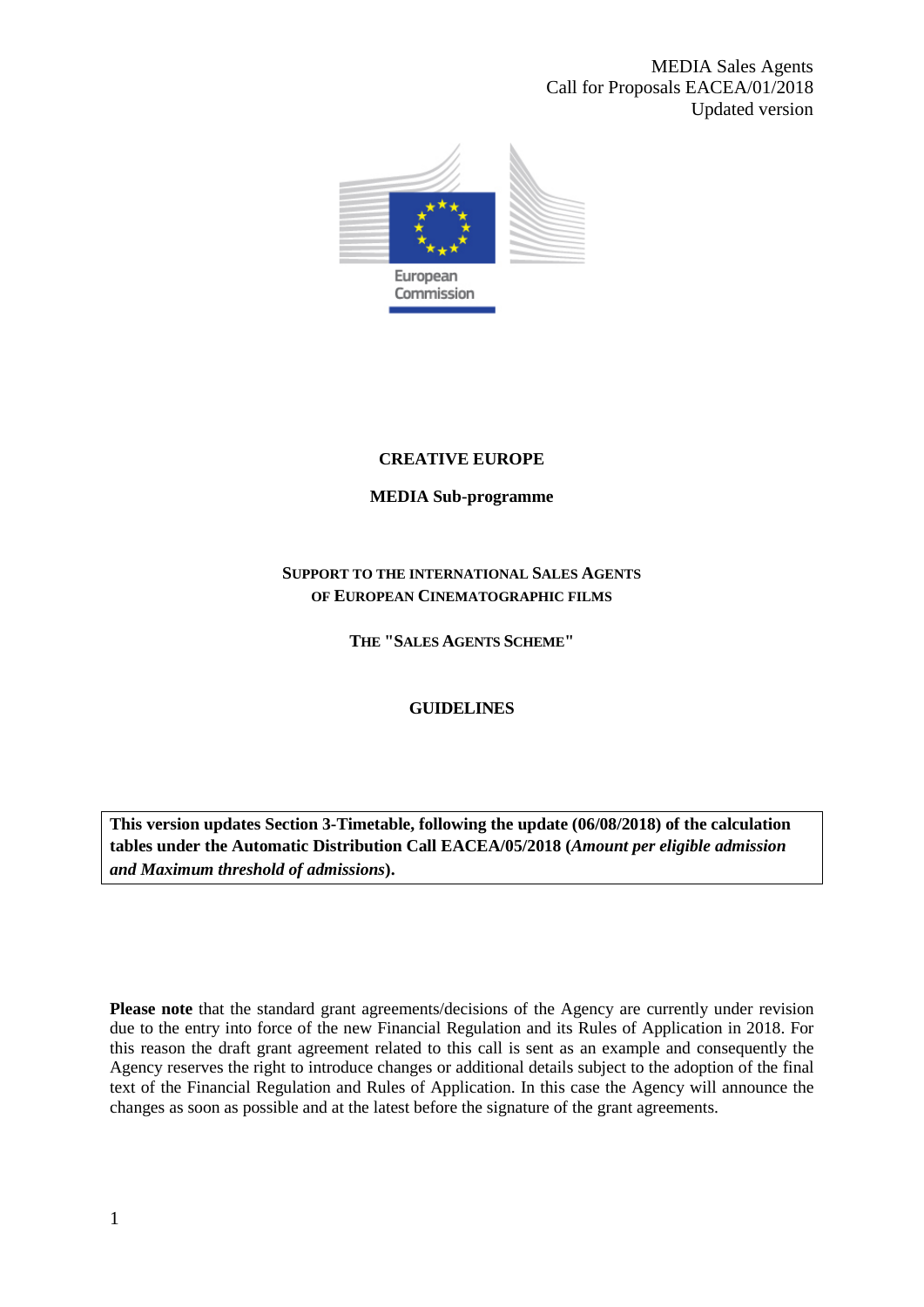MEDIA Sales Agents
Call for Proposals EACEA/01/2018
Updated version

European Commission

# CREATIVE EUROPE

## MEDIA Sub-programme

### SUPPORT TO THE INTERNATIONAL SALES AGENTS OF EUROPEAN CINEMATOGRAPHIC FILMS

### THE "SALES AGENTS SCHEME"

## GUIDELINES

**This version updates Section 3-Timetable, following the update (06/08/2018) of the calculation tables under the Automatic Distribution Call EACEA/05/2018 (*Amount per eligible admission and Maximum threshold of admissions*).**

**Please note** that the standard grant agreements/decisions of the Agency are currently under revision due to the entry into force of the new Financial Regulation and its Rules of Application in 2018. For this reason the draft grant agreement related to this call is sent as an example and consequently the Agency reserves the right to introduce changes or additional details subject to the adoption of the final text of the Financial Regulation and Rules of Application. In this case the Agency will announce the changes as soon as possible and at the latest before the signature of the grant agreements.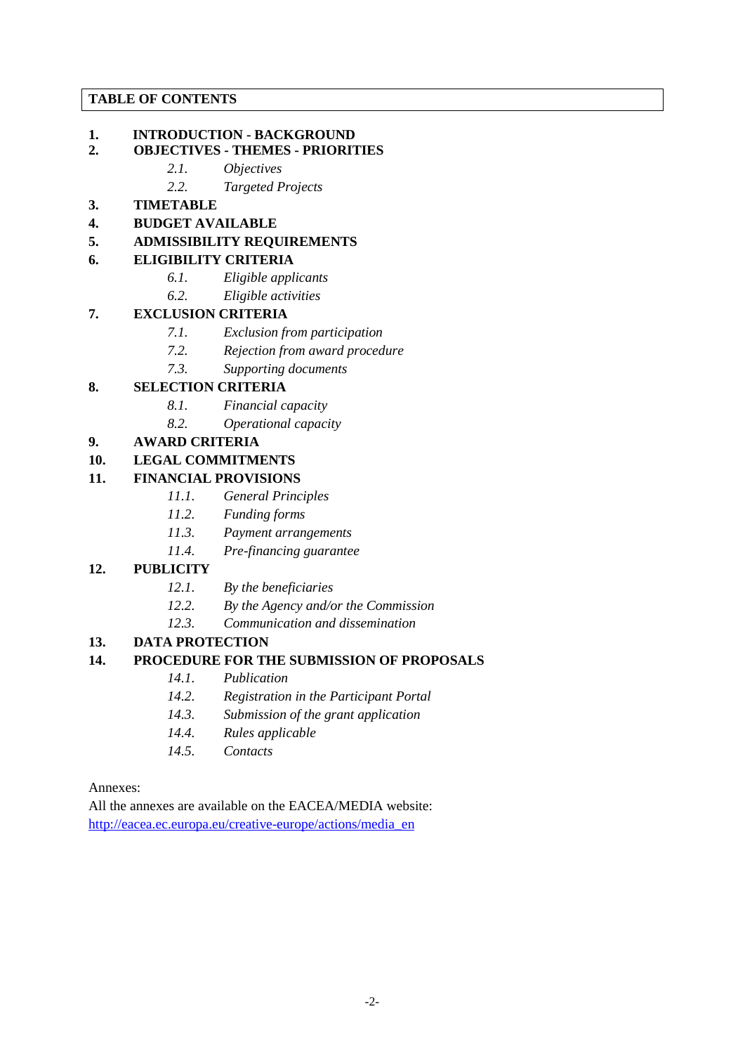**TABLE OF CONTENTS**

1. **INTRODUCTION - BACKGROUND**
2. **OBJECTIVES - THEMES - PRIORITIES**
   - *2.1. Objectives*
   - *2.2. Targeted Projects*
3. **TIMETABLE**
4. **BUDGET AVAILABLE**
5. **ADMISSIBILITY REQUIREMENTS**
6. **ELIGIBILITY CRITERIA**
   - *6.1. Eligible applicants*
   - *6.2. Eligible activities*
7. **EXCLUSION CRITERIA**
   - *7.1. Exclusion from participation*
   - *7.2. Rejection from award procedure*
   - *7.3. Supporting documents*
8. **SELECTION CRITERIA**
   - *8.1. Financial capacity*
   - *8.2. Operational capacity*
9. **AWARD CRITERIA**
10. **LEGAL COMMITMENTS**
11. **FINANCIAL PROVISIONS**
    - *11.1. General Principles*
    - *11.2. Funding forms*
    - *11.3. Payment arrangements*
    - *11.4. Pre-financing guarantee*
12. **PUBLICITY**
    - *12.1. By the beneficiaries*
    - *12.2. By the Agency and/or the Commission*
    - *12.3. Communication and dissemination*
13. **DATA PROTECTION**
14. **PROCEDURE FOR THE SUBMISSION OF PROPOSALS**
    - *14.1. Publication*
    - *14.2. Registration in the Participant Portal*
    - *14.3. Submission of the grant application*
    - *14.4. Rules applicable*
    - *14.5. Contacts*

Annexes:
All the annexes are available on the EACEA/MEDIA website:
[http://eacea.ec.europa.eu/creative-europe/actions/media_en](http://eacea.ec.europa.eu/creative-europe/actions/media_en)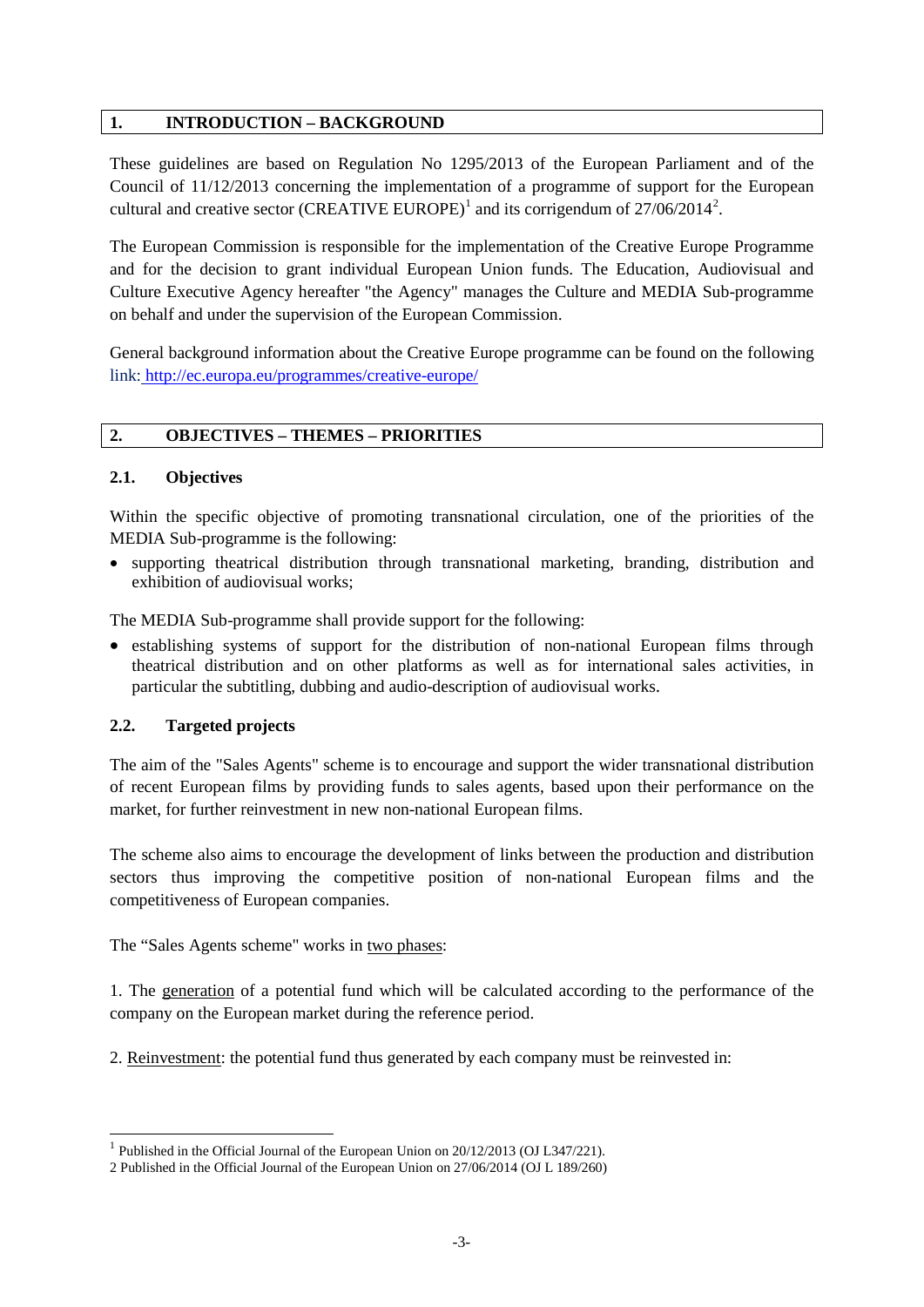## 1. INTRODUCTION – BACKGROUND

These guidelines are based on Regulation No 1295/2013 of the European Parliament and of the Council of 11/12/2013 concerning the implementation of a programme of support for the European cultural and creative sector (CREATIVE EUROPE)[1] and its corrigendum of 27/06/2014[2].

The European Commission is responsible for the implementation of the Creative Europe Programme and for the decision to grant individual European Union funds. The Education, Audiovisual and Culture Executive Agency hereafter "the Agency" manages the Culture and MEDIA Sub-programme on behalf and under the supervision of the European Commission.

General background information about the Creative Europe programme can be found on the following link: http://ec.europa.eu/programmes/creative-europe/

## 2. OBJECTIVES – THEMES – PRIORITIES

### 2.1. Objectives

Within the specific objective of promoting transnational circulation, one of the priorities of the MEDIA Sub-programme is the following:

- supporting theatrical distribution through transnational marketing, branding, distribution and exhibition of audiovisual works;

The MEDIA Sub-programme shall provide support for the following:

- establishing systems of support for the distribution of non-national European films through theatrical distribution and on other platforms as well as for international sales activities, in particular the subtitling, dubbing and audio-description of audiovisual works.

### 2.2. Targeted projects

The aim of the "Sales Agents" scheme is to encourage and support the wider transnational distribution of recent European films by providing funds to sales agents, based upon their performance on the market, for further reinvestment in new non-national European films.

The scheme also aims to encourage the development of links between the production and distribution sectors thus improving the competitive position of non-national European films and the competitiveness of European companies.

The "Sales Agents scheme" works in two phases:

1. The generation of a potential fund which will be calculated according to the performance of the company on the European market during the reference period.

2. Reinvestment: the potential fund thus generated by each company must be reinvested in:

---

[1] Published in the Official Journal of the European Union on 20/12/2013 (OJ L347/221).

[2] Published in the Official Journal of the European Union on 27/06/2014 (OJ L 189/260)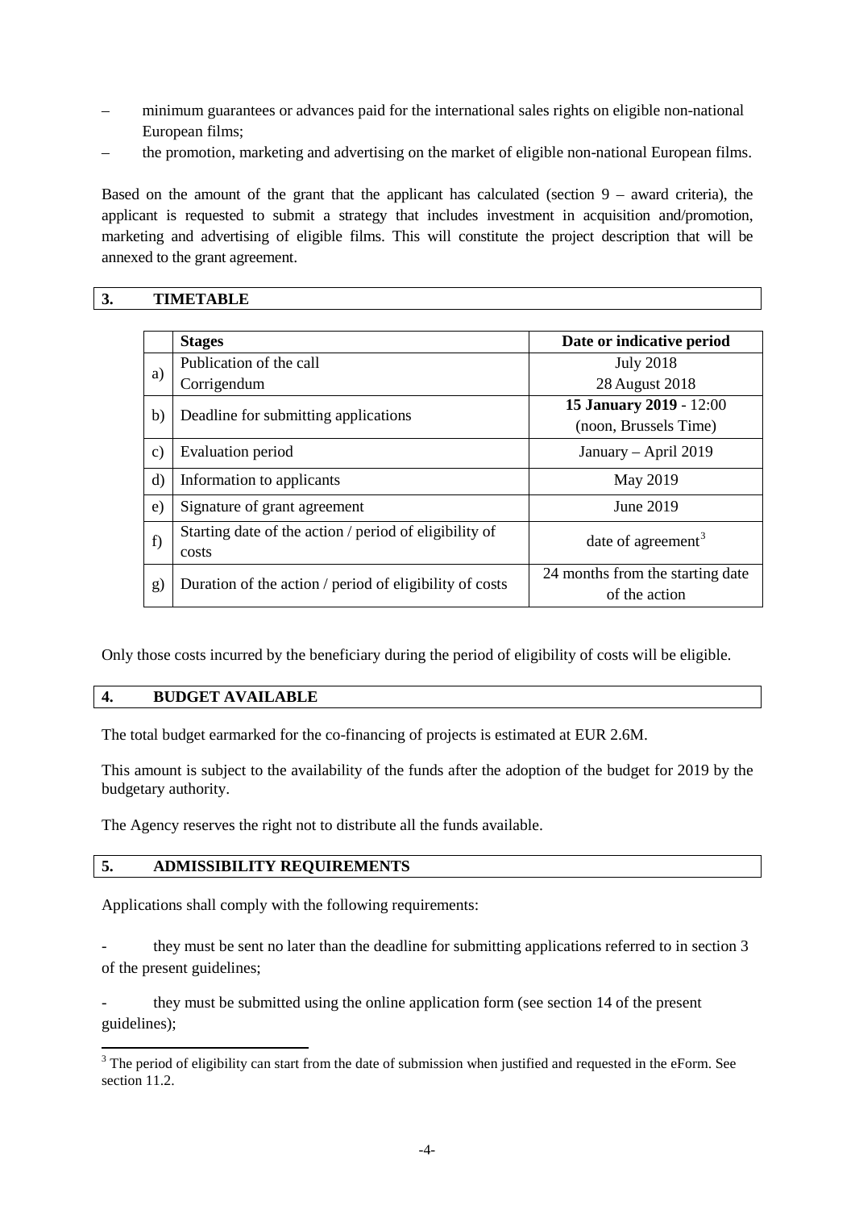– minimum guarantees or advances paid for the international sales rights on eligible non-national European films;
– the promotion, marketing and advertising on the market of eligible non-national European films.

Based on the amount of the grant that the applicant has calculated (section 9 – award criteria), the applicant is requested to submit a strategy that includes investment in acquisition and/promotion, marketing and advertising of eligible films. This will constitute the project description that will be annexed to the grant agreement.

## 3. TIMETABLE

| | Stages | Date or indicative period |
|---|---|---|
| a) | Publication of the call<br>Corrigendum | July 2018<br>28 August 2018 |
| b) | Deadline for submitting applications | **15 January 2019** - 12:00 (noon, Brussels Time) |
| c) | Evaluation period | January – April 2019 |
| d) | Information to applicants | May 2019 |
| e) | Signature of grant agreement | June 2019 |
| f) | Starting date of the action / period of eligibility of costs | date of agreement[3] |
| g) | Duration of the action / period of eligibility of costs | 24 months from the starting date of the action |

Only those costs incurred by the beneficiary during the period of eligibility of costs will be eligible.

## 4. BUDGET AVAILABLE

The total budget earmarked for the co-financing of projects is estimated at EUR 2.6M.

This amount is subject to the availability of the funds after the adoption of the budget for 2019 by the budgetary authority.

The Agency reserves the right not to distribute all the funds available.

## 5. ADMISSIBILITY REQUIREMENTS

Applications shall comply with the following requirements:

- they must be sent no later than the deadline for submitting applications referred to in section 3 of the present guidelines;

- they must be submitted using the online application form (see section 14 of the present guidelines);

[3] The period of eligibility can start from the date of submission when justified and requested in the eForm. See section 11.2.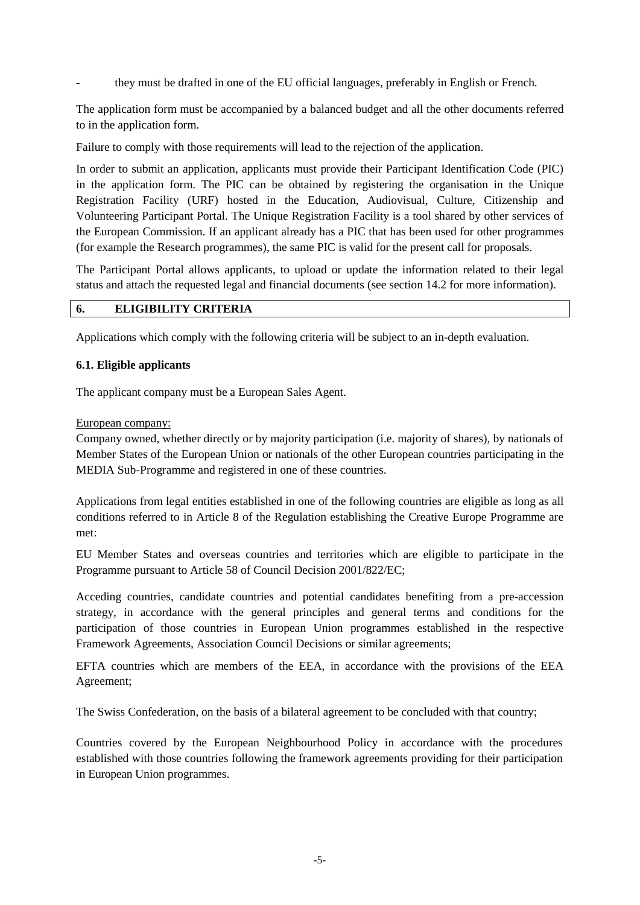- they must be drafted in one of the EU official languages, preferably in English or French.

The application form must be accompanied by a balanced budget and all the other documents referred to in the application form.

Failure to comply with those requirements will lead to the rejection of the application.

In order to submit an application, applicants must provide their Participant Identification Code (PIC) in the application form. The PIC can be obtained by registering the organisation in the Unique Registration Facility (URF) hosted in the Education, Audiovisual, Culture, Citizenship and Volunteering Participant Portal. The Unique Registration Facility is a tool shared by other services of the European Commission. If an applicant already has a PIC that has been used for other programmes (for example the Research programmes), the same PIC is valid for the present call for proposals.

The Participant Portal allows applicants, to upload or update the information related to their legal status and attach the requested legal and financial documents (see section 14.2 for more information).

## 6. ELIGIBILITY CRITERIA

Applications which comply with the following criteria will be subject to an in-depth evaluation.

### 6.1. Eligible applicants

The applicant company must be a European Sales Agent.

European company:
Company owned, whether directly or by majority participation (i.e. majority of shares), by nationals of Member States of the European Union or nationals of the other European countries participating in the MEDIA Sub-Programme and registered in one of these countries.

Applications from legal entities established in one of the following countries are eligible as long as all conditions referred to in Article 8 of the Regulation establishing the Creative Europe Programme are met:

EU Member States and overseas countries and territories which are eligible to participate in the Programme pursuant to Article 58 of Council Decision 2001/822/EC;

Acceding countries, candidate countries and potential candidates benefiting from a pre-accession strategy, in accordance with the general principles and general terms and conditions for the participation of those countries in European Union programmes established in the respective Framework Agreements, Association Council Decisions or similar agreements;

EFTA countries which are members of the EEA, in accordance with the provisions of the EEA Agreement;

The Swiss Confederation, on the basis of a bilateral agreement to be concluded with that country;

Countries covered by the European Neighbourhood Policy in accordance with the procedures established with those countries following the framework agreements providing for their participation in European Union programmes.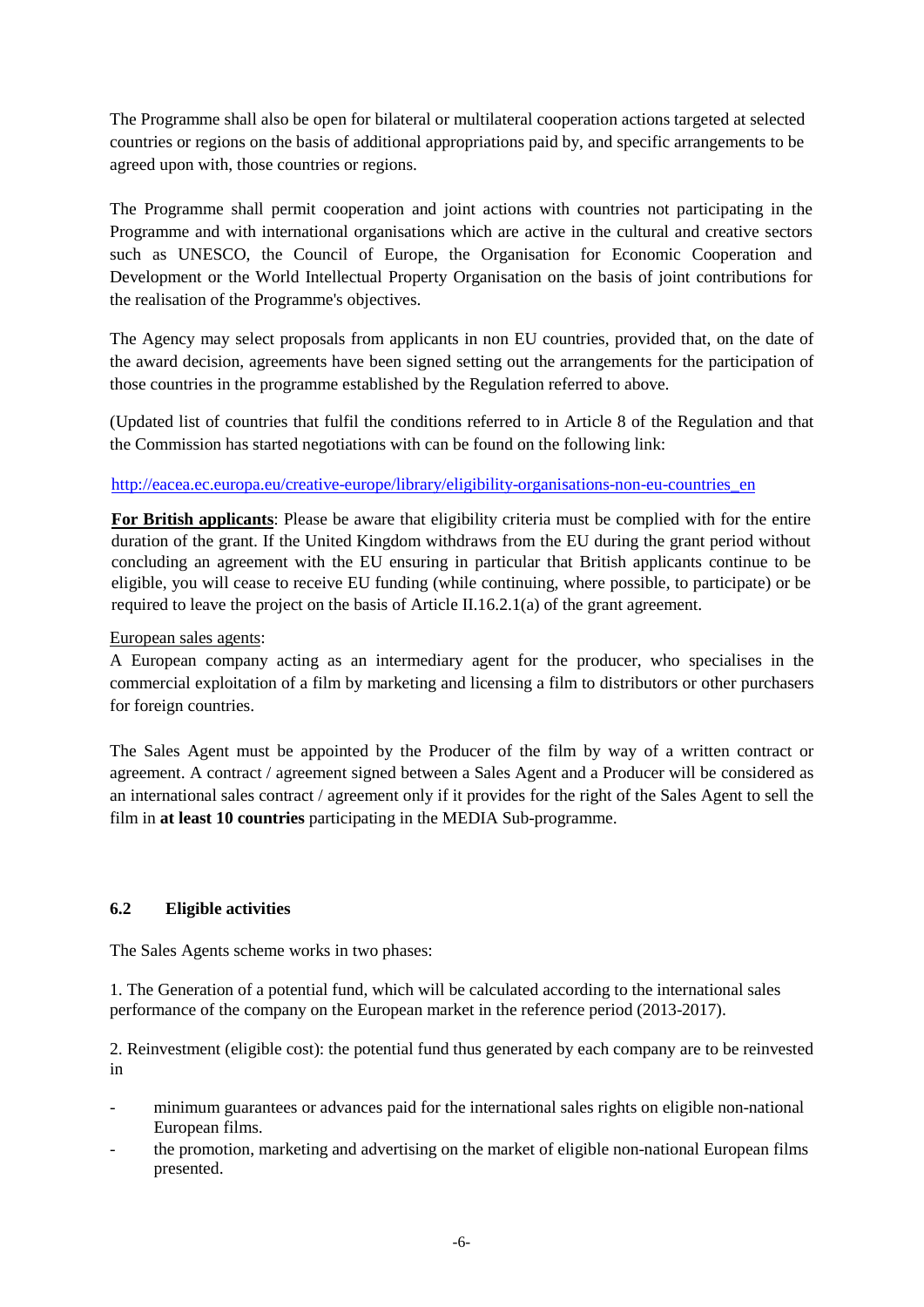The Programme shall also be open for bilateral or multilateral cooperation actions targeted at selected countries or regions on the basis of additional appropriations paid by, and specific arrangements to be agreed upon with, those countries or regions.

The Programme shall permit cooperation and joint actions with countries not participating in the Programme and with international organisations which are active in the cultural and creative sectors such as UNESCO, the Council of Europe, the Organisation for Economic Cooperation and Development or the World Intellectual Property Organisation on the basis of joint contributions for the realisation of the Programme's objectives.

The Agency may select proposals from applicants in non EU countries, provided that, on the date of the award decision, agreements have been signed setting out the arrangements for the participation of those countries in the programme established by the Regulation referred to above.

(Updated list of countries that fulfil the conditions referred to in Article 8 of the Regulation and that the Commission has started negotiations with can be found on the following link:

http://eacea.ec.europa.eu/creative-europe/library/eligibility-organisations-non-eu-countries_en

**For British applicants**: Please be aware that eligibility criteria must be complied with for the entire duration of the grant. If the United Kingdom withdraws from the EU during the grant period without concluding an agreement with the EU ensuring in particular that British applicants continue to be eligible, you will cease to receive EU funding (while continuing, where possible, to participate) or be required to leave the project on the basis of Article II.16.2.1(a) of the grant agreement.

European sales agents:

A European company acting as an intermediary agent for the producer, who specialises in the commercial exploitation of a film by marketing and licensing a film to distributors or other purchasers for foreign countries.

The Sales Agent must be appointed by the Producer of the film by way of a written contract or agreement. A contract / agreement signed between a Sales Agent and a Producer will be considered as an international sales contract / agreement only if it provides for the right of the Sales Agent to sell the film in **at least 10 countries** participating in the MEDIA Sub-programme.

### 6.2 Eligible activities

The Sales Agents scheme works in two phases:

1. The Generation of a potential fund, which will be calculated according to the international sales performance of the company on the European market in the reference period (2013-2017).

2. Reinvestment (eligible cost): the potential fund thus generated by each company are to be reinvested in

- minimum guarantees or advances paid for the international sales rights on eligible non-national European films.
- the promotion, marketing and advertising on the market of eligible non-national European films presented.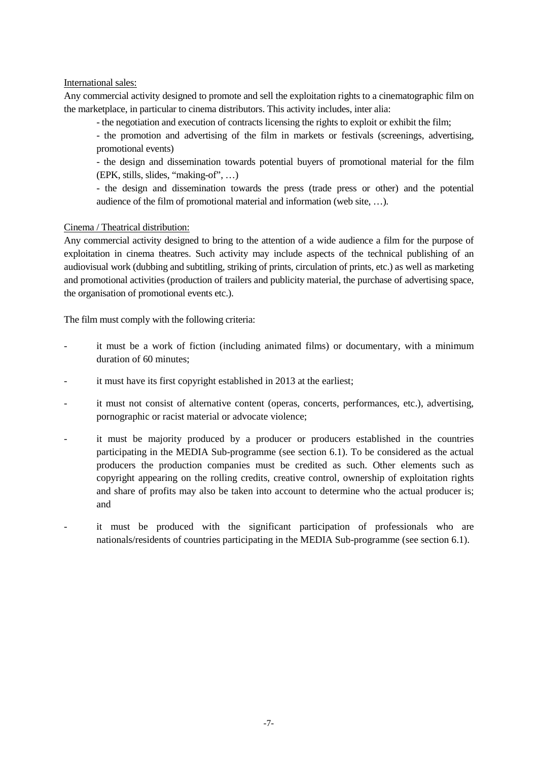<u>International sales:</u>

Any commercial activity designed to promote and sell the exploitation rights to a cinematographic film on the marketplace, in particular to cinema distributors. This activity includes, inter alia:

- the negotiation and execution of contracts licensing the rights to exploit or exhibit the film;
- the promotion and advertising of the film in markets or festivals (screenings, advertising, promotional events)
- the design and dissemination towards potential buyers of promotional material for the film (EPK, stills, slides, "making-of", …)
- the design and dissemination towards the press (trade press or other) and the potential audience of the film of promotional material and information (web site, …).

<u>Cinema / Theatrical distribution:</u>

Any commercial activity designed to bring to the attention of a wide audience a film for the purpose of exploitation in cinema theatres. Such activity may include aspects of the technical publishing of an audiovisual work (dubbing and subtitling, striking of prints, circulation of prints, etc.) as well as marketing and promotional activities (production of trailers and publicity material, the purchase of advertising space, the organisation of promotional events etc.).

The film must comply with the following criteria:

- it must be a work of fiction (including animated films) or documentary, with a minimum duration of 60 minutes;
- it must have its first copyright established in 2013 at the earliest;
- it must not consist of alternative content (operas, concerts, performances, etc.), advertising, pornographic or racist material or advocate violence;
- it must be majority produced by a producer or producers established in the countries participating in the MEDIA Sub-programme (see section 6.1). To be considered as the actual producers the production companies must be credited as such. Other elements such as copyright appearing on the rolling credits, creative control, ownership of exploitation rights and share of profits may also be taken into account to determine who the actual producer is; and
- it must be produced with the significant participation of professionals who are nationals/residents of countries participating in the MEDIA Sub-programme (see section 6.1).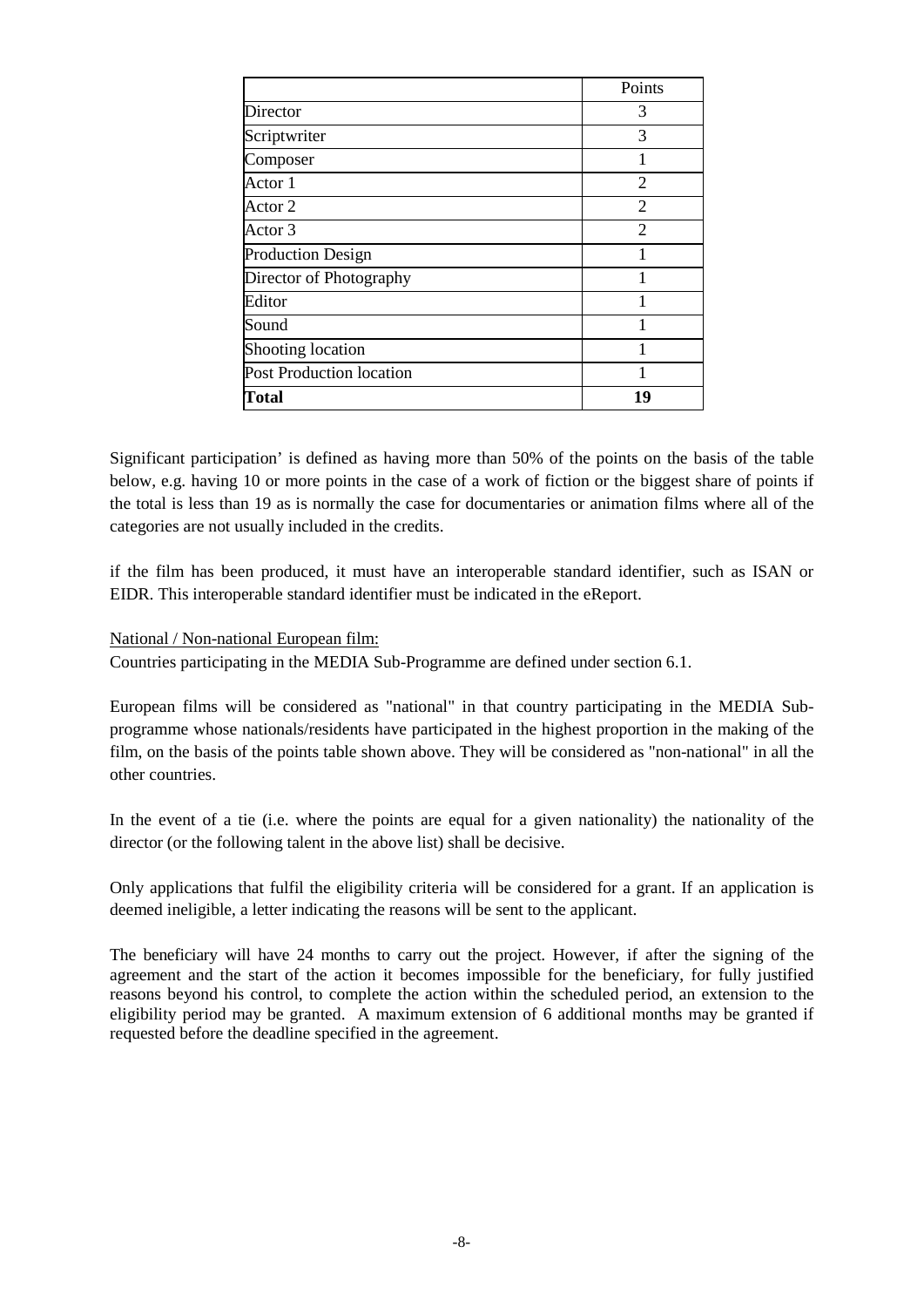| | Points |
|---|---|
| Director | 3 |
| Scriptwriter | 3 |
| Composer | 1 |
| Actor 1 | 2 |
| Actor 2 | 2 |
| Actor 3 | 2 |
| Production Design | 1 |
| Director of Photography | 1 |
| Editor | 1 |
| Sound | 1 |
| Shooting location | 1 |
| Post Production location | 1 |
| **Total** | **19** |

Significant participation' is defined as having more than 50% of the points on the basis of the table below, e.g. having 10 or more points in the case of a work of fiction or the biggest share of points if the total is less than 19 as is normally the case for documentaries or animation films where all of the categories are not usually included in the credits.

if the film has been produced, it must have an interoperable standard identifier, such as ISAN or EIDR. This interoperable standard identifier must be indicated in the eReport.

National / Non-national European film:

Countries participating in the MEDIA Sub-Programme are defined under section 6.1.

European films will be considered as "national" in that country participating in the MEDIA Sub-programme whose nationals/residents have participated in the highest proportion in the making of the film, on the basis of the points table shown above. They will be considered as "non-national" in all the other countries.

In the event of a tie (i.e. where the points are equal for a given nationality) the nationality of the director (or the following talent in the above list) shall be decisive.

Only applications that fulfil the eligibility criteria will be considered for a grant. If an application is deemed ineligible, a letter indicating the reasons will be sent to the applicant.

The beneficiary will have 24 months to carry out the project. However, if after the signing of the agreement and the start of the action it becomes impossible for the beneficiary, for fully justified reasons beyond his control, to complete the action within the scheduled period, an extension to the eligibility period may be granted. A maximum extension of 6 additional months may be granted if requested before the deadline specified in the agreement.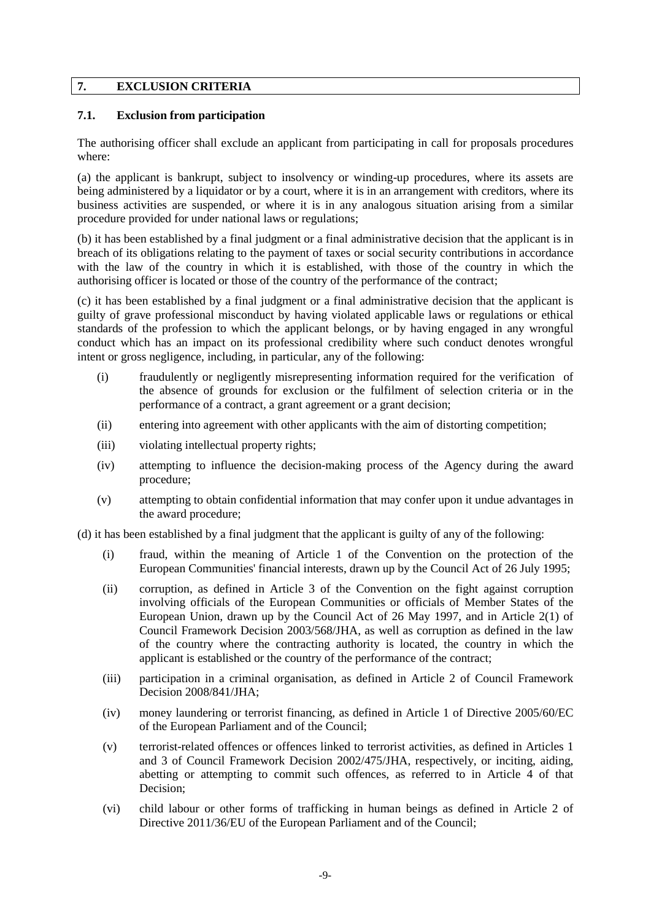## 7. EXCLUSION CRITERIA

### 7.1. Exclusion from participation

The authorising officer shall exclude an applicant from participating in call for proposals procedures where:

(a) the applicant is bankrupt, subject to insolvency or winding-up procedures, where its assets are being administered by a liquidator or by a court, where it is in an arrangement with creditors, where its business activities are suspended, or where it is in any analogous situation arising from a similar procedure provided for under national laws or regulations;

(b) it has been established by a final judgment or a final administrative decision that the applicant is in breach of its obligations relating to the payment of taxes or social security contributions in accordance with the law of the country in which it is established, with those of the country in which the authorising officer is located or those of the country of the performance of the contract;

(c) it has been established by a final judgment or a final administrative decision that the applicant is guilty of grave professional misconduct by having violated applicable laws or regulations or ethical standards of the profession to which the applicant belongs, or by having engaged in any wrongful conduct which has an impact on its professional credibility where such conduct denotes wrongful intent or gross negligence, including, in particular, any of the following:

- (i) fraudulently or negligently misrepresenting information required for the verification of the absence of grounds for exclusion or the fulfilment of selection criteria or in the performance of a contract, a grant agreement or a grant decision;
- (ii) entering into agreement with other applicants with the aim of distorting competition;
- (iii) violating intellectual property rights;
- (iv) attempting to influence the decision-making process of the Agency during the award procedure;
- (v) attempting to obtain confidential information that may confer upon it undue advantages in the award procedure;

(d) it has been established by a final judgment that the applicant is guilty of any of the following:

- (i) fraud, within the meaning of Article 1 of the Convention on the protection of the European Communities' financial interests, drawn up by the Council Act of 26 July 1995;
- (ii) corruption, as defined in Article 3 of the Convention on the fight against corruption involving officials of the European Communities or officials of Member States of the European Union, drawn up by the Council Act of 26 May 1997, and in Article 2(1) of Council Framework Decision 2003/568/JHA, as well as corruption as defined in the law of the country where the contracting authority is located, the country in which the applicant is established or the country of the performance of the contract;
- (iii) participation in a criminal organisation, as defined in Article 2 of Council Framework Decision 2008/841/JHA;
- (iv) money laundering or terrorist financing, as defined in Article 1 of Directive 2005/60/EC of the European Parliament and of the Council;
- (v) terrorist-related offences or offences linked to terrorist activities, as defined in Articles 1 and 3 of Council Framework Decision 2002/475/JHA, respectively, or inciting, aiding, abetting or attempting to commit such offences, as referred to in Article 4 of that Decision;
- (vi) child labour or other forms of trafficking in human beings as defined in Article 2 of Directive 2011/36/EU of the European Parliament and of the Council;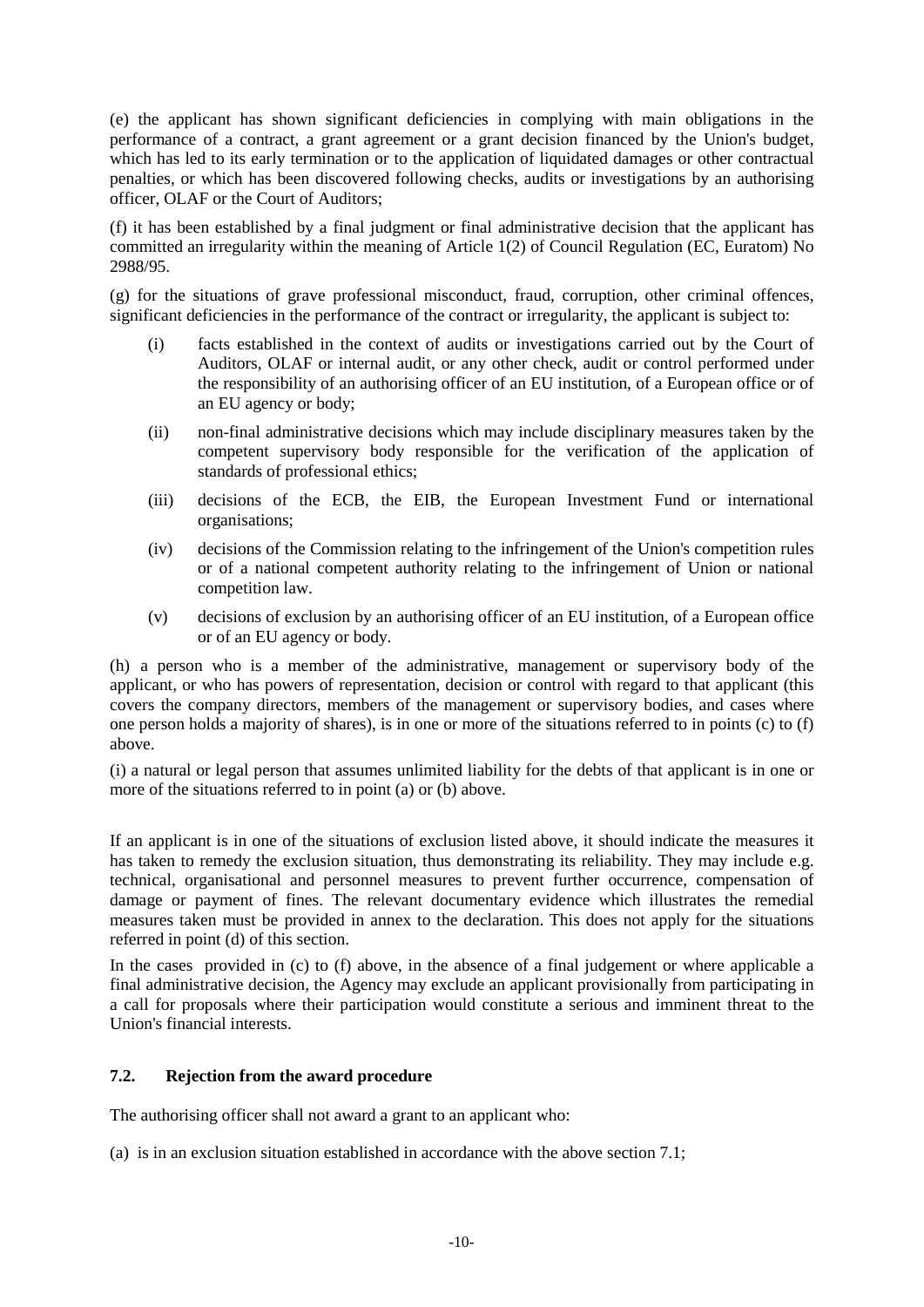(e) the applicant has shown significant deficiencies in complying with main obligations in the performance of a contract, a grant agreement or a grant decision financed by the Union's budget, which has led to its early termination or to the application of liquidated damages or other contractual penalties, or which has been discovered following checks, audits or investigations by an authorising officer, OLAF or the Court of Auditors;

(f) it has been established by a final judgment or final administrative decision that the applicant has committed an irregularity within the meaning of Article 1(2) of Council Regulation (EC, Euratom) No 2988/95.

(g) for the situations of grave professional misconduct, fraud, corruption, other criminal offences, significant deficiencies in the performance of the contract or irregularity, the applicant is subject to:

(i) facts established in the context of audits or investigations carried out by the Court of Auditors, OLAF or internal audit, or any other check, audit or control performed under the responsibility of an authorising officer of an EU institution, of a European office or of an EU agency or body;

(ii) non-final administrative decisions which may include disciplinary measures taken by the competent supervisory body responsible for the verification of the application of standards of professional ethics;

(iii) decisions of the ECB, the EIB, the European Investment Fund or international organisations;

(iv) decisions of the Commission relating to the infringement of the Union's competition rules or of a national competent authority relating to the infringement of Union or national competition law.

(v) decisions of exclusion by an authorising officer of an EU institution, of a European office or of an EU agency or body.

(h) a person who is a member of the administrative, management or supervisory body of the applicant, or who has powers of representation, decision or control with regard to that applicant (this covers the company directors, members of the management or supervisory bodies, and cases where one person holds a majority of shares), is in one or more of the situations referred to in points (c) to (f) above.

(i) a natural or legal person that assumes unlimited liability for the debts of that applicant is in one or more of the situations referred to in point (a) or (b) above.

If an applicant is in one of the situations of exclusion listed above, it should indicate the measures it has taken to remedy the exclusion situation, thus demonstrating its reliability. They may include e.g. technical, organisational and personnel measures to prevent further occurrence, compensation of damage or payment of fines. The relevant documentary evidence which illustrates the remedial measures taken must be provided in annex to the declaration. This does not apply for the situations referred in point (d) of this section.

In the cases provided in (c) to (f) above, in the absence of a final judgement or where applicable a final administrative decision, the Agency may exclude an applicant provisionally from participating in a call for proposals where their participation would constitute a serious and imminent threat to the Union's financial interests.

### 7.2. Rejection from the award procedure

The authorising officer shall not award a grant to an applicant who:

(a) is in an exclusion situation established in accordance with the above section 7.1;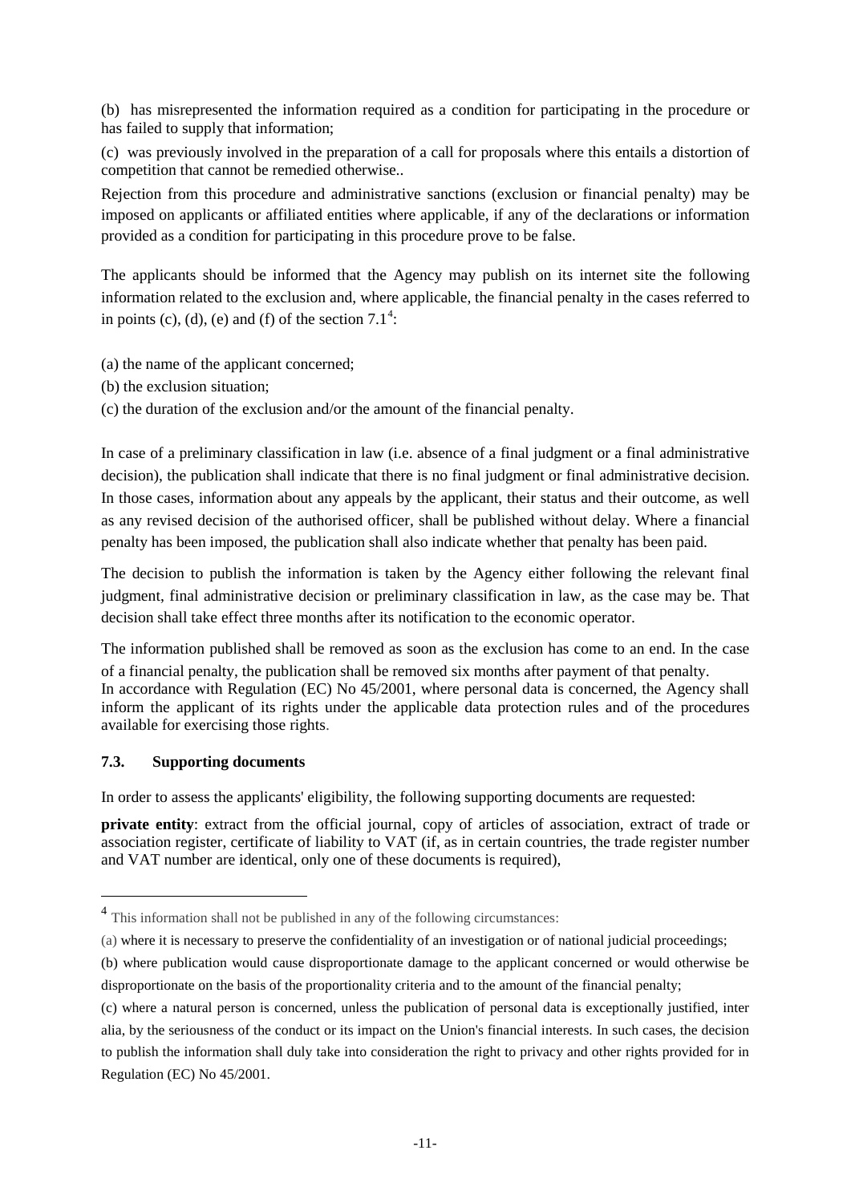(b) has misrepresented the information required as a condition for participating in the procedure or has failed to supply that information;

(c) was previously involved in the preparation of a call for proposals where this entails a distortion of competition that cannot be remedied otherwise..

Rejection from this procedure and administrative sanctions (exclusion or financial penalty) may be imposed on applicants or affiliated entities where applicable, if any of the declarations or information provided as a condition for participating in this procedure prove to be false.

The applicants should be informed that the Agency may publish on its internet site the following information related to the exclusion and, where applicable, the financial penalty in the cases referred to in points (c), (d), (e) and (f) of the section 7.1[4]:

(a) the name of the applicant concerned;

(b) the exclusion situation;

(c) the duration of the exclusion and/or the amount of the financial penalty.

In case of a preliminary classification in law (i.e. absence of a final judgment or a final administrative decision), the publication shall indicate that there is no final judgment or final administrative decision. In those cases, information about any appeals by the applicant, their status and their outcome, as well as any revised decision of the authorised officer, shall be published without delay. Where a financial penalty has been imposed, the publication shall also indicate whether that penalty has been paid.

The decision to publish the information is taken by the Agency either following the relevant final judgment, final administrative decision or preliminary classification in law, as the case may be. That decision shall take effect three months after its notification to the economic operator.

The information published shall be removed as soon as the exclusion has come to an end. In the case of a financial penalty, the publication shall be removed six months after payment of that penalty.
In accordance with Regulation (EC) No 45/2001, where personal data is concerned, the Agency shall inform the applicant of its rights under the applicable data protection rules and of the procedures available for exercising those rights.

### 7.3. Supporting documents

In order to assess the applicants' eligibility, the following supporting documents are requested:

**private entity**: extract from the official journal, copy of articles of association, extract of trade or association register, certificate of liability to VAT (if, as in certain countries, the trade register number and VAT number are identical, only one of these documents is required),

---

[4] This information shall not be published in any of the following circumstances:

(a) where it is necessary to preserve the confidentiality of an investigation or of national judicial proceedings;

(b) where publication would cause disproportionate damage to the applicant concerned or would otherwise be disproportionate on the basis of the proportionality criteria and to the amount of the financial penalty;

(c) where a natural person is concerned, unless the publication of personal data is exceptionally justified, inter alia, by the seriousness of the conduct or its impact on the Union's financial interests. In such cases, the decision to publish the information shall duly take into consideration the right to privacy and other rights provided for in Regulation (EC) No 45/2001.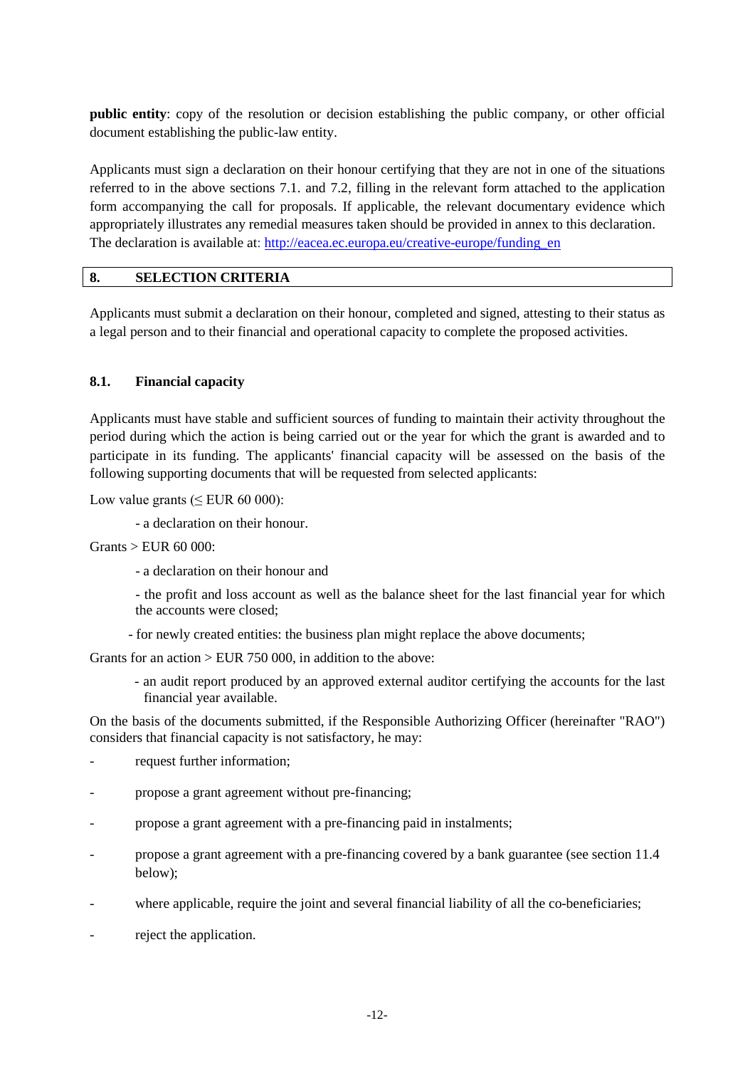**public entity**: copy of the resolution or decision establishing the public company, or other official document establishing the public-law entity.

Applicants must sign a declaration on their honour certifying that they are not in one of the situations referred to in the above sections 7.1. and 7.2, filling in the relevant form attached to the application form accompanying the call for proposals. If applicable, the relevant documentary evidence which appropriately illustrates any remedial measures taken should be provided in annex to this declaration. The declaration is available at: [http://eacea.ec.europa.eu/creative-europe/funding_en](http://eacea.ec.europa.eu/creative-europe/funding_en)

## 8. SELECTION CRITERIA

Applicants must submit a declaration on their honour, completed and signed, attesting to their status as a legal person and to their financial and operational capacity to complete the proposed activities.

### 8.1. Financial capacity

Applicants must have stable and sufficient sources of funding to maintain their activity throughout the period during which the action is being carried out or the year for which the grant is awarded and to participate in its funding. The applicants' financial capacity will be assessed on the basis of the following supporting documents that will be requested from selected applicants:

Low value grants (≤ EUR 60 000):

- a declaration on their honour.

Grants > EUR 60 000:

- a declaration on their honour and
- the profit and loss account as well as the balance sheet for the last financial year for which the accounts were closed;
- for newly created entities: the business plan might replace the above documents;

Grants for an action > EUR 750 000, in addition to the above:

- an audit report produced by an approved external auditor certifying the accounts for the last financial year available.

On the basis of the documents submitted, if the Responsible Authorizing Officer (hereinafter "RAO") considers that financial capacity is not satisfactory, he may:

- request further information;
- propose a grant agreement without pre-financing;
- propose a grant agreement with a pre-financing paid in instalments;
- propose a grant agreement with a pre-financing covered by a bank guarantee (see section 11.4 below);
- where applicable, require the joint and several financial liability of all the co-beneficiaries;
- reject the application.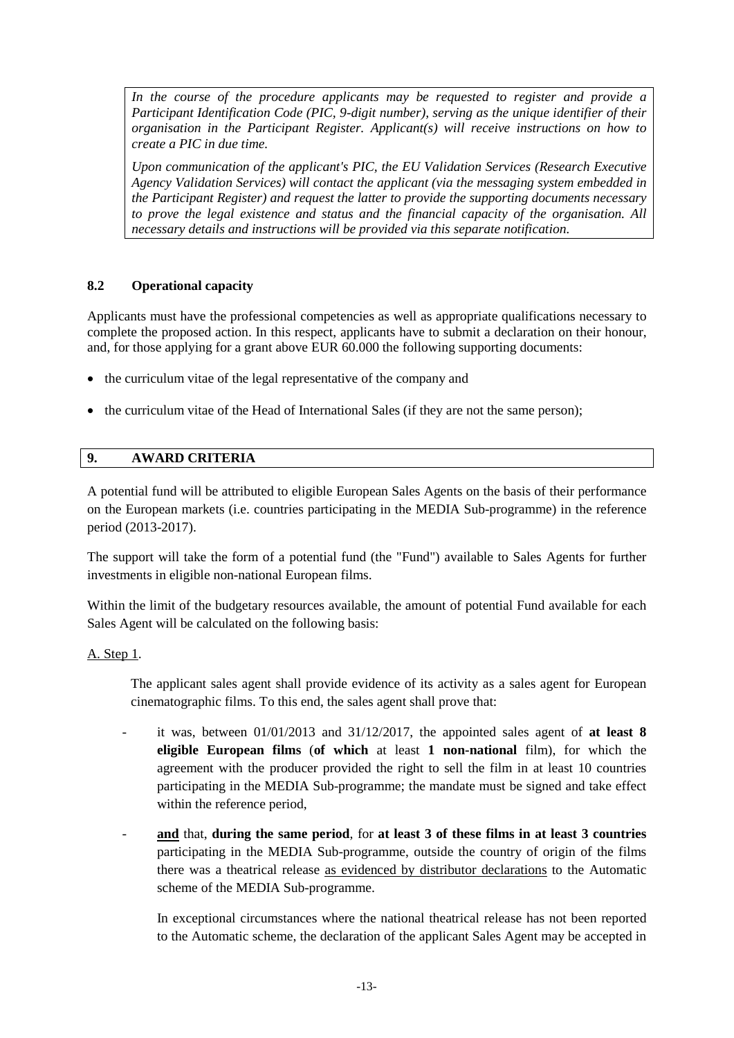*In the course of the procedure applicants may be requested to register and provide a Participant Identification Code (PIC, 9-digit number), serving as the unique identifier of their organisation in the Participant Register. Applicant(s) will receive instructions on how to create a PIC in due time.*

*Upon communication of the applicant's PIC, the EU Validation Services (Research Executive Agency Validation Services) will contact the applicant (via the messaging system embedded in the Participant Register) and request the latter to provide the supporting documents necessary to prove the legal existence and status and the financial capacity of the organisation. All necessary details and instructions will be provided via this separate notification.*

### 8.2 Operational capacity

Applicants must have the professional competencies as well as appropriate qualifications necessary to complete the proposed action. In this respect, applicants have to submit a declaration on their honour, and, for those applying for a grant above EUR 60.000 the following supporting documents:

- the curriculum vitae of the legal representative of the company and
- the curriculum vitae of the Head of International Sales (if they are not the same person);

## 9. AWARD CRITERIA

A potential fund will be attributed to eligible European Sales Agents on the basis of their performance on the European markets (i.e. countries participating in the MEDIA Sub-programme) in the reference period (2013-2017).

The support will take the form of a potential fund (the "Fund") available to Sales Agents for further investments in eligible non-national European films.

Within the limit of the budgetary resources available, the amount of potential Fund available for each Sales Agent will be calculated on the following basis:

A. Step 1.

The applicant sales agent shall provide evidence of its activity as a sales agent for European cinematographic films. To this end, the sales agent shall prove that:

- it was, between 01/01/2013 and 31/12/2017, the appointed sales agent of **at least 8 eligible European films** (**of which** at least **1 non-national** film), for which the agreement with the producer provided the right to sell the film in at least 10 countries participating in the MEDIA Sub-programme; the mandate must be signed and take effect within the reference period,
- **and** that, **during the same period**, for **at least 3 of these films in at least 3 countries** participating in the MEDIA Sub-programme, outside the country of origin of the films there was a theatrical release as evidenced by distributor declarations to the Automatic scheme of the MEDIA Sub-programme.

In exceptional circumstances where the national theatrical release has not been reported to the Automatic scheme, the declaration of the applicant Sales Agent may be accepted in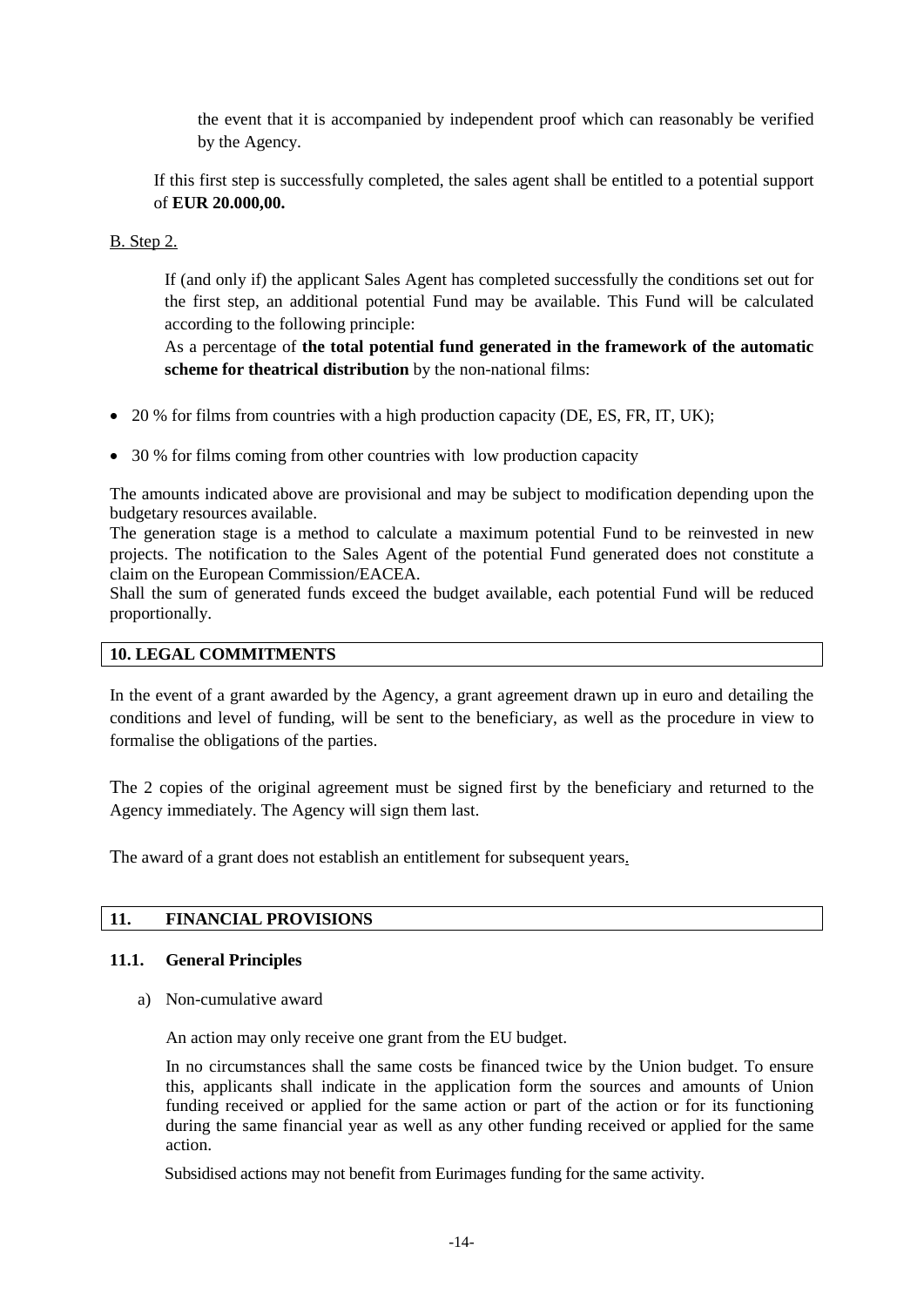the event that it is accompanied by independent proof which can reasonably be verified by the Agency.

If this first step is successfully completed, the sales agent shall be entitled to a potential support of **EUR 20.000,00.**

B. Step 2.

If (and only if) the applicant Sales Agent has completed successfully the conditions set out for the first step, an additional potential Fund may be available. This Fund will be calculated according to the following principle:

As a percentage of **the total potential fund generated in the framework of the automatic scheme for theatrical distribution** by the non-national films:

- 20 % for films from countries with a high production capacity (DE, ES, FR, IT, UK);
- 30 % for films coming from other countries with low production capacity

The amounts indicated above are provisional and may be subject to modification depending upon the budgetary resources available.

The generation stage is a method to calculate a maximum potential Fund to be reinvested in new projects. The notification to the Sales Agent of the potential Fund generated does not constitute a claim on the European Commission/EACEA.

Shall the sum of generated funds exceed the budget available, each potential Fund will be reduced proportionally.

## 10. LEGAL COMMITMENTS

In the event of a grant awarded by the Agency, a grant agreement drawn up in euro and detailing the conditions and level of funding, will be sent to the beneficiary, as well as the procedure in view to formalise the obligations of the parties.

The 2 copies of the original agreement must be signed first by the beneficiary and returned to the Agency immediately. The Agency will sign them last.

The award of a grant does not establish an entitlement for subsequent years.

## 11. FINANCIAL PROVISIONS

### 11.1. General Principles

a) Non-cumulative award

An action may only receive one grant from the EU budget.

In no circumstances shall the same costs be financed twice by the Union budget. To ensure this, applicants shall indicate in the application form the sources and amounts of Union funding received or applied for the same action or part of the action or for its functioning during the same financial year as well as any other funding received or applied for the same action.

Subsidised actions may not benefit from Eurimages funding for the same activity.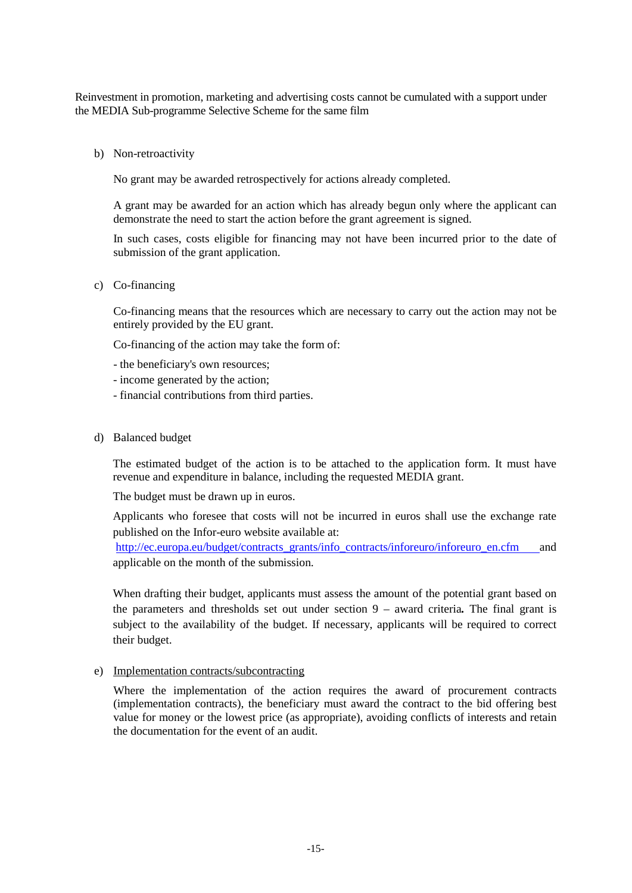Reinvestment in promotion, marketing and advertising costs cannot be cumulated with a support under the MEDIA Sub-programme Selective Scheme for the same film

b) Non-retroactivity

No grant may be awarded retrospectively for actions already completed.

A grant may be awarded for an action which has already begun only where the applicant can demonstrate the need to start the action before the grant agreement is signed.

In such cases, costs eligible for financing may not have been incurred prior to the date of submission of the grant application.

c) Co-financing

Co-financing means that the resources which are necessary to carry out the action may not be entirely provided by the EU grant.

Co-financing of the action may take the form of:

- the beneficiary's own resources;
- income generated by the action;
- financial contributions from third parties.

d) Balanced budget

The estimated budget of the action is to be attached to the application form. It must have revenue and expenditure in balance, including the requested MEDIA grant.

The budget must be drawn up in euros.

Applicants who foresee that costs will not be incurred in euros shall use the exchange rate published on the Infor-euro website available at: http://ec.europa.eu/budget/contracts_grants/info_contracts/inforeuro/inforeuro_en.cfm and applicable on the month of the submission.

When drafting their budget, applicants must assess the amount of the potential grant based on the parameters and thresholds set out under section 9 – award criteria**.** The final grant is subject to the availability of the budget. If necessary, applicants will be required to correct their budget.

e) Implementation contracts/subcontracting

Where the implementation of the action requires the award of procurement contracts (implementation contracts), the beneficiary must award the contract to the bid offering best value for money or the lowest price (as appropriate), avoiding conflicts of interests and retain the documentation for the event of an audit.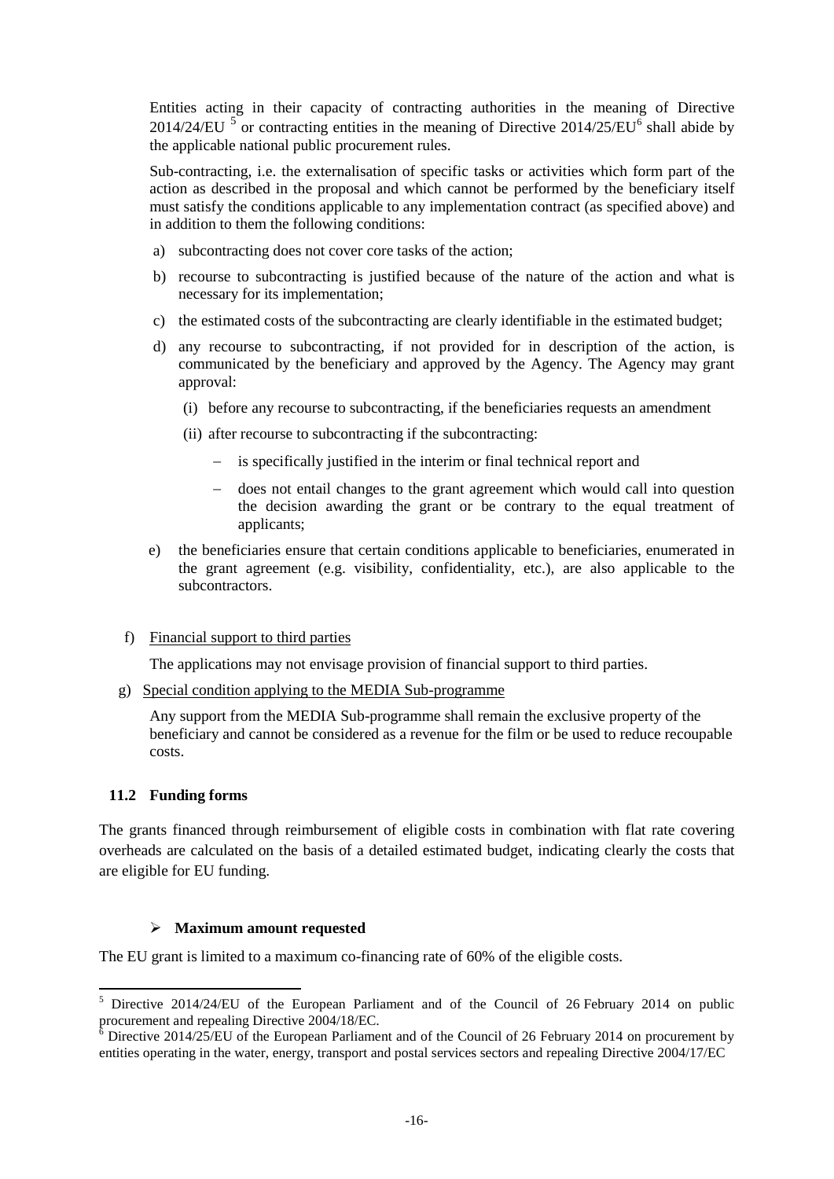Entities acting in their capacity of contracting authorities in the meaning of Directive 2014/24/EU [5] or contracting entities in the meaning of Directive 2014/25/EU[6] shall abide by the applicable national public procurement rules.

Sub-contracting, i.e. the externalisation of specific tasks or activities which form part of the action as described in the proposal and which cannot be performed by the beneficiary itself must satisfy the conditions applicable to any implementation contract (as specified above) and in addition to them the following conditions:

a) subcontracting does not cover core tasks of the action;

b) recourse to subcontracting is justified because of the nature of the action and what is necessary for its implementation;

c) the estimated costs of the subcontracting are clearly identifiable in the estimated budget;

d) any recourse to subcontracting, if not provided for in description of the action, is communicated by the beneficiary and approved by the Agency. The Agency may grant approval:

   (i) before any recourse to subcontracting, if the beneficiaries requests an amendment

   (ii) after recourse to subcontracting if the subcontracting:

   - is specifically justified in the interim or final technical report and
   - does not entail changes to the grant agreement which would call into question the decision awarding the grant or be contrary to the equal treatment of applicants;

e) the beneficiaries ensure that certain conditions applicable to beneficiaries, enumerated in the grant agreement (e.g. visibility, confidentiality, etc.), are also applicable to the subcontractors.

f) Financial support to third parties

The applications may not envisage provision of financial support to third parties.

g) Special condition applying to the MEDIA Sub-programme

Any support from the MEDIA Sub-programme shall remain the exclusive property of the beneficiary and cannot be considered as a revenue for the film or be used to reduce recoupable costs.

### 11.2 Funding forms

The grants financed through reimbursement of eligible costs in combination with flat rate covering overheads are calculated on the basis of a detailed estimated budget, indicating clearly the costs that are eligible for EU funding.

- **Maximum amount requested**

The EU grant is limited to a maximum co-financing rate of 60% of the eligible costs.

---

[5] Directive 2014/24/EU of the European Parliament and of the Council of 26 February 2014 on public procurement and repealing Directive 2004/18/EC.

[6] Directive 2014/25/EU of the European Parliament and of the Council of 26 February 2014 on procurement by entities operating in the water, energy, transport and postal services sectors and repealing Directive 2004/17/EC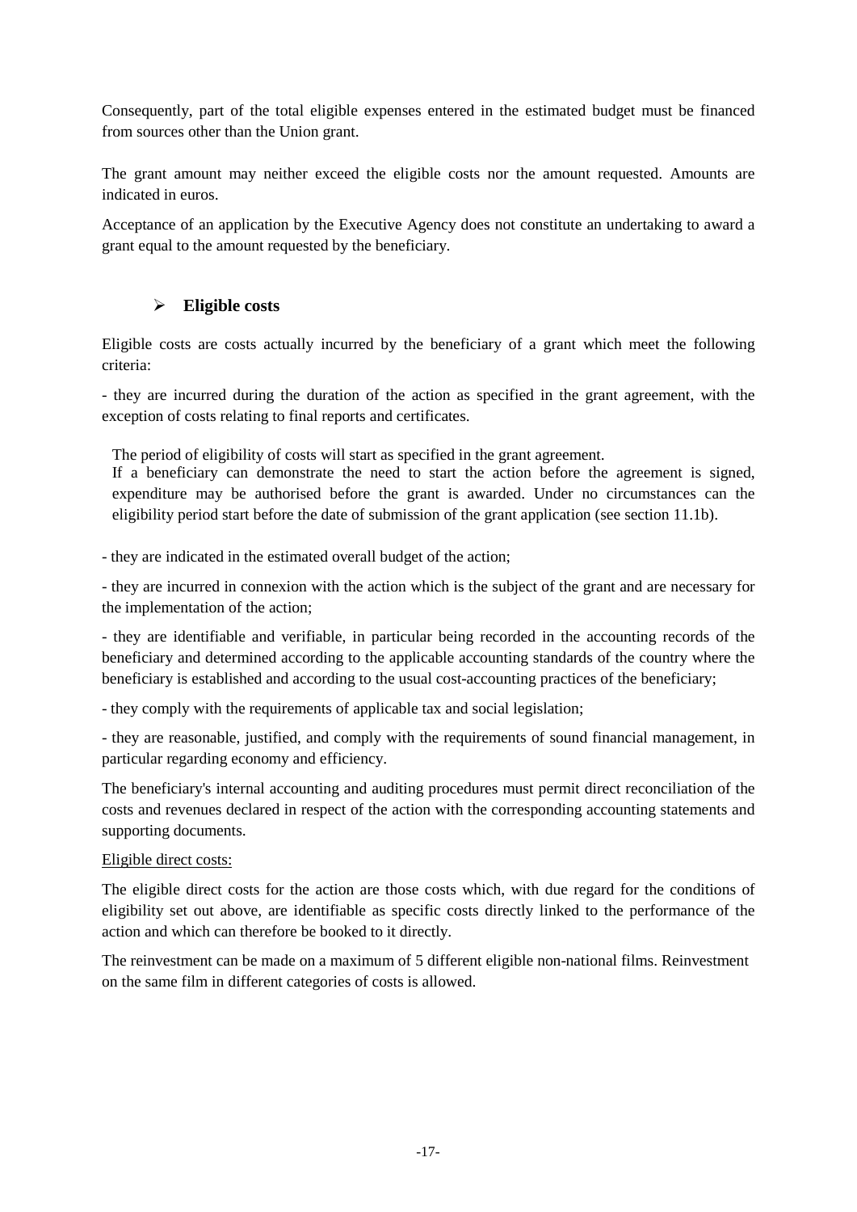Consequently, part of the total eligible expenses entered in the estimated budget must be financed from sources other than the Union grant.

The grant amount may neither exceed the eligible costs nor the amount requested. Amounts are indicated in euros.

Acceptance of an application by the Executive Agency does not constitute an undertaking to award a grant equal to the amount requested by the beneficiary.

- **Eligible costs**

Eligible costs are costs actually incurred by the beneficiary of a grant which meet the following criteria:

- they are incurred during the duration of the action as specified in the grant agreement, with the exception of costs relating to final reports and certificates.

  The period of eligibility of costs will start as specified in the grant agreement.
  If a beneficiary can demonstrate the need to start the action before the agreement is signed, expenditure may be authorised before the grant is awarded. Under no circumstances can the eligibility period start before the date of submission of the grant application (see section 11.1b).

- they are indicated in the estimated overall budget of the action;

- they are incurred in connexion with the action which is the subject of the grant and are necessary for the implementation of the action;

- they are identifiable and verifiable, in particular being recorded in the accounting records of the beneficiary and determined according to the applicable accounting standards of the country where the beneficiary is established and according to the usual cost-accounting practices of the beneficiary;

- they comply with the requirements of applicable tax and social legislation;

- they are reasonable, justified, and comply with the requirements of sound financial management, in particular regarding economy and efficiency.

The beneficiary's internal accounting and auditing procedures must permit direct reconciliation of the costs and revenues declared in respect of the action with the corresponding accounting statements and supporting documents.

Eligible direct costs:

The eligible direct costs for the action are those costs which, with due regard for the conditions of eligibility set out above, are identifiable as specific costs directly linked to the performance of the action and which can therefore be booked to it directly.

The reinvestment can be made on a maximum of 5 different eligible non-national films. Reinvestment on the same film in different categories of costs is allowed.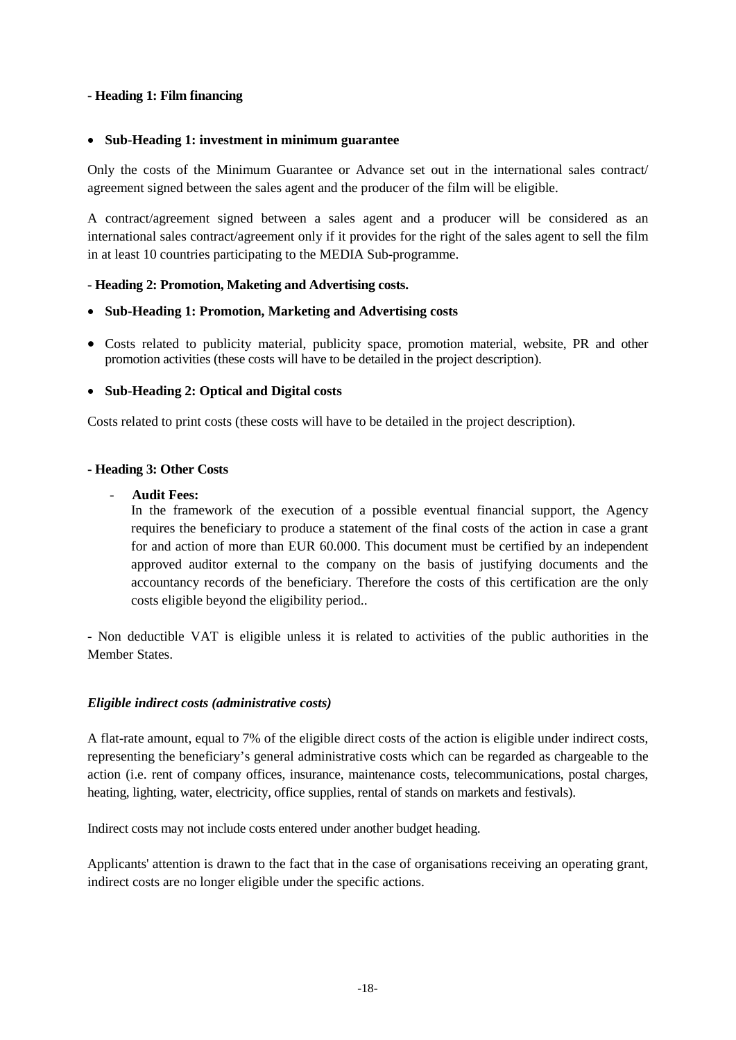**- Heading 1: Film financing**

- **Sub-Heading 1: investment in minimum guarantee**

Only the costs of the Minimum Guarantee or Advance set out in the international sales contract/ agreement signed between the sales agent and the producer of the film will be eligible.

A contract/agreement signed between a sales agent and a producer will be considered as an international sales contract/agreement only if it provides for the right of the sales agent to sell the film in at least 10 countries participating to the MEDIA Sub-programme.

**- Heading 2: Promotion, Maketing and Advertising costs.**

- **Sub-Heading 1: Promotion, Marketing and Advertising costs**

- Costs related to publicity material, publicity space, promotion material, website, PR and other promotion activities (these costs will have to be detailed in the project description).

- **Sub-Heading 2: Optical and Digital costs**

Costs related to print costs (these costs will have to be detailed in the project description).

**- Heading 3: Other Costs**

- **Audit Fees:**
  In the framework of the execution of a possible eventual financial support, the Agency requires the beneficiary to produce a statement of the final costs of the action in case a grant for and action of more than EUR 60.000. This document must be certified by an independent approved auditor external to the company on the basis of justifying documents and the accountancy records of the beneficiary. Therefore the costs of this certification are the only costs eligible beyond the eligibility period..

- Non deductible VAT is eligible unless it is related to activities of the public authorities in the Member States.

***Eligible indirect costs (administrative costs)***

A flat-rate amount, equal to 7% of the eligible direct costs of the action is eligible under indirect costs, representing the beneficiary's general administrative costs which can be regarded as chargeable to the action (i.e. rent of company offices, insurance, maintenance costs, telecommunications, postal charges, heating, lighting, water, electricity, office supplies, rental of stands on markets and festivals).

Indirect costs may not include costs entered under another budget heading.

Applicants' attention is drawn to the fact that in the case of organisations receiving an operating grant, indirect costs are no longer eligible under the specific actions.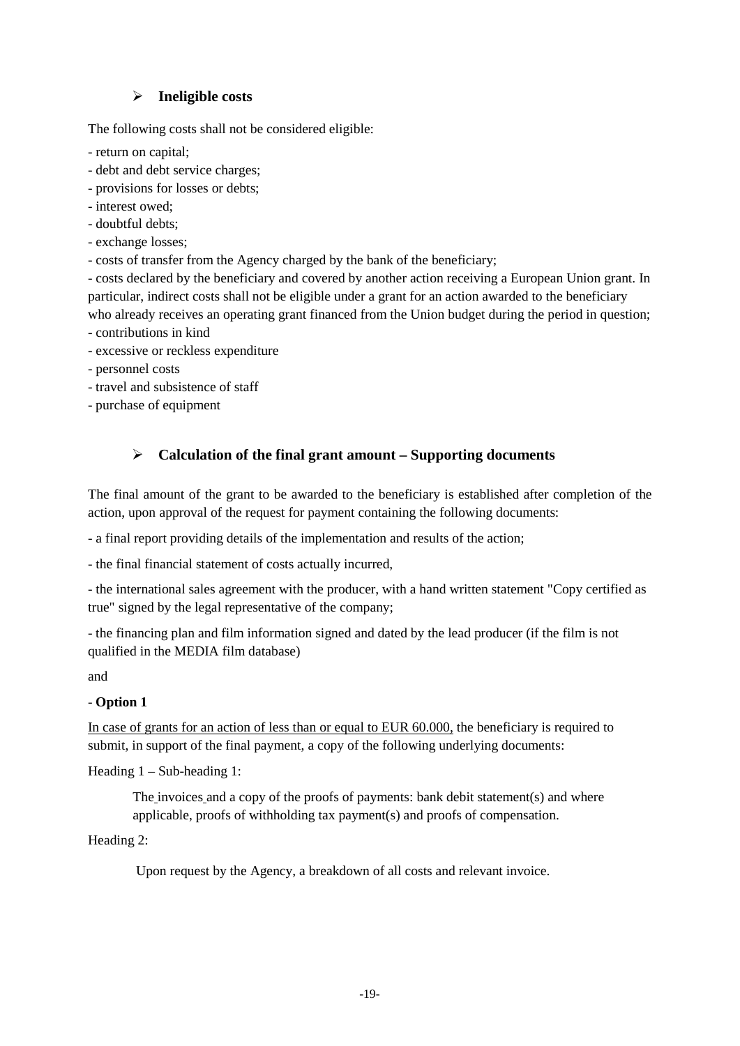## ➢ Ineligible costs

The following costs shall not be considered eligible:

- return on capital;
- debt and debt service charges;
- provisions for losses or debts;
- interest owed;
- doubtful debts;
- exchange losses;
- costs of transfer from the Agency charged by the bank of the beneficiary;
- costs declared by the beneficiary and covered by another action receiving a European Union grant. In particular, indirect costs shall not be eligible under a grant for an action awarded to the beneficiary who already receives an operating grant financed from the Union budget during the period in question;
- contributions in kind
- excessive or reckless expenditure
- personnel costs
- travel and subsistence of staff
- purchase of equipment

## ➢ Calculation of the final grant amount – Supporting documents

The final amount of the grant to be awarded to the beneficiary is established after completion of the action, upon approval of the request for payment containing the following documents:

- a final report providing details of the implementation and results of the action;

- the final financial statement of costs actually incurred,

- the international sales agreement with the producer, with a hand written statement "Copy certified as true" signed by the legal representative of the company;

- the financing plan and film information signed and dated by the lead producer (if the film is not qualified in the MEDIA film database)

and

- **Option 1**

In case of grants for an action of less than or equal to EUR 60.000, the beneficiary is required to submit, in support of the final payment, a copy of the following underlying documents:

Heading 1 – Sub-heading 1:

> The invoices and a copy of the proofs of payments: bank debit statement(s) and where applicable, proofs of withholding tax payment(s) and proofs of compensation.

Heading 2:

> Upon request by the Agency, a breakdown of all costs and relevant invoice.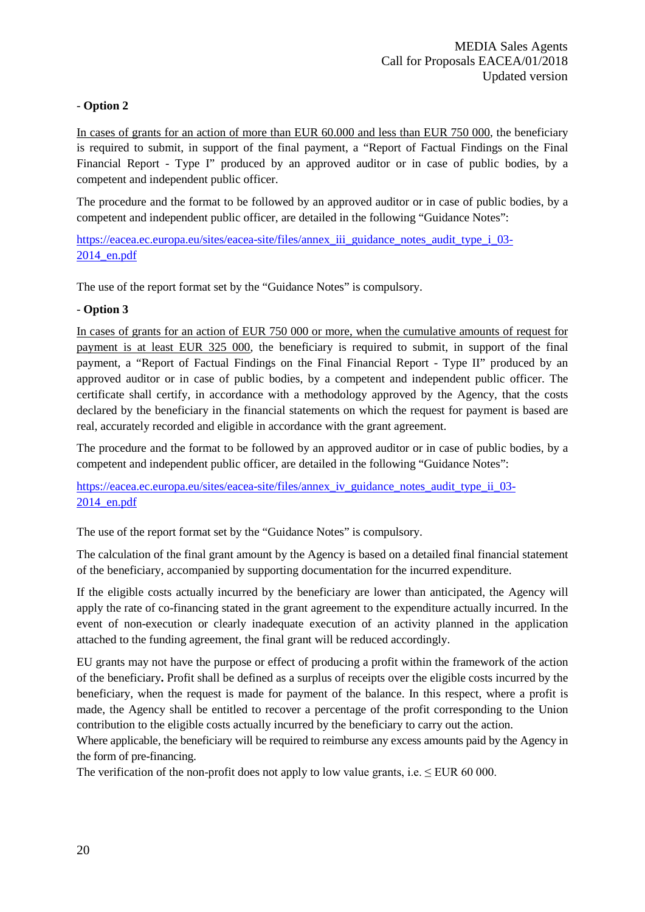- **Option 2**

In cases of grants for an action of more than EUR 60.000 and less than EUR 750 000, the beneficiary is required to submit, in support of the final payment, a "Report of Factual Findings on the Final Financial Report - Type I" produced by an approved auditor or in case of public bodies, by a competent and independent public officer.

The procedure and the format to be followed by an approved auditor or in case of public bodies, by a competent and independent public officer, are detailed in the following "Guidance Notes":

https://eacea.ec.europa.eu/sites/eacea-site/files/annex_iii_guidance_notes_audit_type_i_03-2014_en.pdf

The use of the report format set by the "Guidance Notes" is compulsory.

- **Option 3**

In cases of grants for an action of EUR 750 000 or more, when the cumulative amounts of request for payment is at least EUR 325 000, the beneficiary is required to submit, in support of the final payment, a "Report of Factual Findings on the Final Financial Report - Type II" produced by an approved auditor or in case of public bodies, by a competent and independent public officer. The certificate shall certify, in accordance with a methodology approved by the Agency, that the costs declared by the beneficiary in the financial statements on which the request for payment is based are real, accurately recorded and eligible in accordance with the grant agreement.

The procedure and the format to be followed by an approved auditor or in case of public bodies, by a competent and independent public officer, are detailed in the following "Guidance Notes":

https://eacea.ec.europa.eu/sites/eacea-site/files/annex_iv_guidance_notes_audit_type_ii_03-2014_en.pdf

The use of the report format set by the "Guidance Notes" is compulsory.

The calculation of the final grant amount by the Agency is based on a detailed final financial statement of the beneficiary, accompanied by supporting documentation for the incurred expenditure.

If the eligible costs actually incurred by the beneficiary are lower than anticipated, the Agency will apply the rate of co-financing stated in the grant agreement to the expenditure actually incurred. In the event of non-execution or clearly inadequate execution of an activity planned in the application attached to the funding agreement, the final grant will be reduced accordingly.

EU grants may not have the purpose or effect of producing a profit within the framework of the action of the beneficiary**.** Profit shall be defined as a surplus of receipts over the eligible costs incurred by the beneficiary, when the request is made for payment of the balance. In this respect, where a profit is made, the Agency shall be entitled to recover a percentage of the profit corresponding to the Union contribution to the eligible costs actually incurred by the beneficiary to carry out the action.
Where applicable, the beneficiary will be required to reimburse any excess amounts paid by the Agency in the form of pre-financing.
The verification of the non-profit does not apply to low value grants, i.e. ≤ EUR 60 000.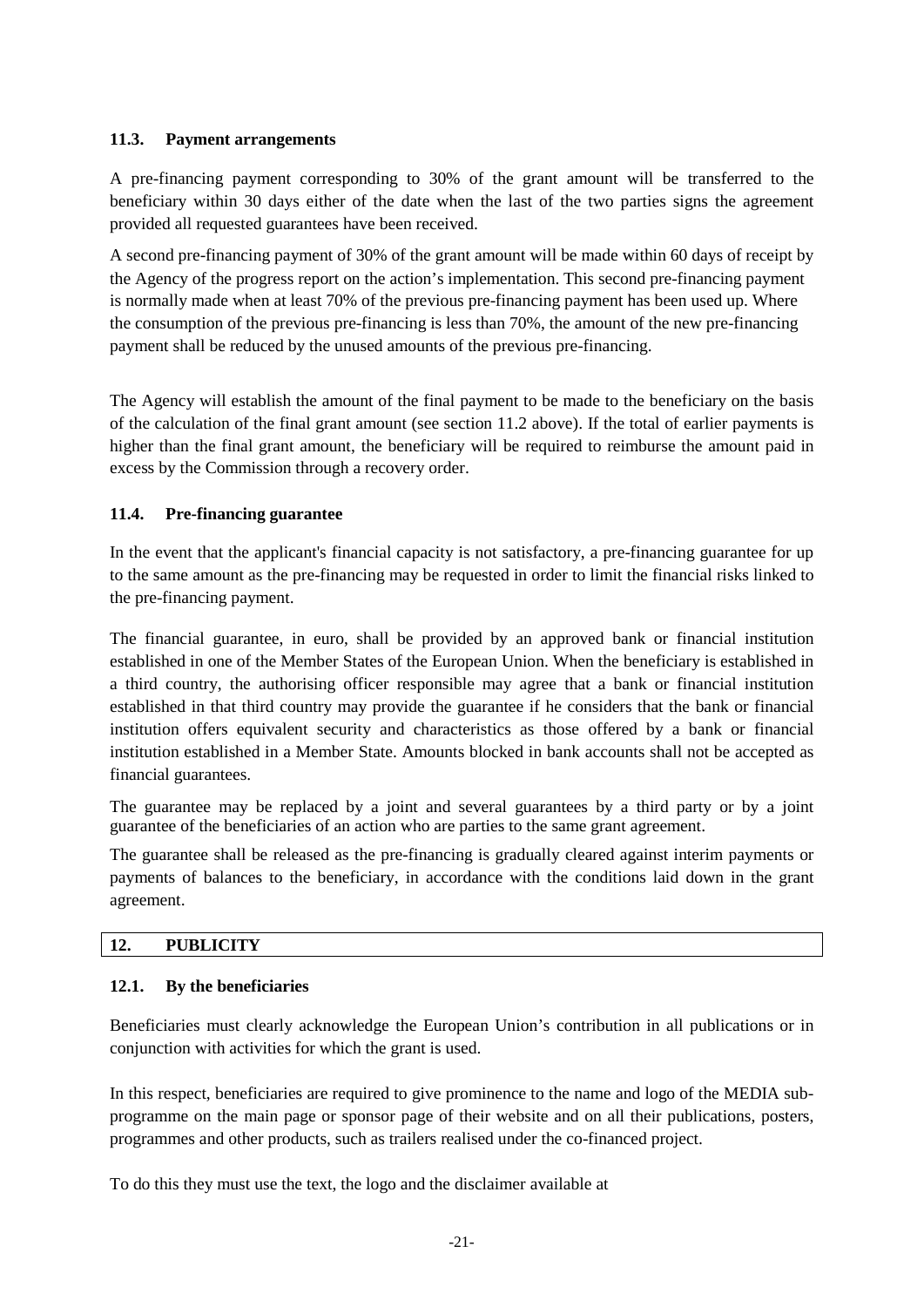### 11.3. Payment arrangements

A pre-financing payment corresponding to 30% of the grant amount will be transferred to the beneficiary within 30 days either of the date when the last of the two parties signs the agreement provided all requested guarantees have been received.

A second pre-financing payment of 30% of the grant amount will be made within 60 days of receipt by the Agency of the progress report on the action's implementation. This second pre-financing payment is normally made when at least 70% of the previous pre-financing payment has been used up. Where the consumption of the previous pre-financing is less than 70%, the amount of the new pre-financing payment shall be reduced by the unused amounts of the previous pre-financing.

The Agency will establish the amount of the final payment to be made to the beneficiary on the basis of the calculation of the final grant amount (see section 11.2 above). If the total of earlier payments is higher than the final grant amount, the beneficiary will be required to reimburse the amount paid in excess by the Commission through a recovery order.

### 11.4. Pre-financing guarantee

In the event that the applicant's financial capacity is not satisfactory, a pre-financing guarantee for up to the same amount as the pre-financing may be requested in order to limit the financial risks linked to the pre-financing payment.

The financial guarantee, in euro, shall be provided by an approved bank or financial institution established in one of the Member States of the European Union. When the beneficiary is established in a third country, the authorising officer responsible may agree that a bank or financial institution established in that third country may provide the guarantee if he considers that the bank or financial institution offers equivalent security and characteristics as those offered by a bank or financial institution established in a Member State. Amounts blocked in bank accounts shall not be accepted as financial guarantees.

The guarantee may be replaced by a joint and several guarantees by a third party or by a joint guarantee of the beneficiaries of an action who are parties to the same grant agreement.

The guarantee shall be released as the pre-financing is gradually cleared against interim payments or payments of balances to the beneficiary, in accordance with the conditions laid down in the grant agreement.

## 12. PUBLICITY

### 12.1. By the beneficiaries

Beneficiaries must clearly acknowledge the European Union's contribution in all publications or in conjunction with activities for which the grant is used.

In this respect, beneficiaries are required to give prominence to the name and logo of the MEDIA sub-programme on the main page or sponsor page of their website and on all their publications, posters, programmes and other products, such as trailers realised under the co-financed project.

To do this they must use the text, the logo and the disclaimer available at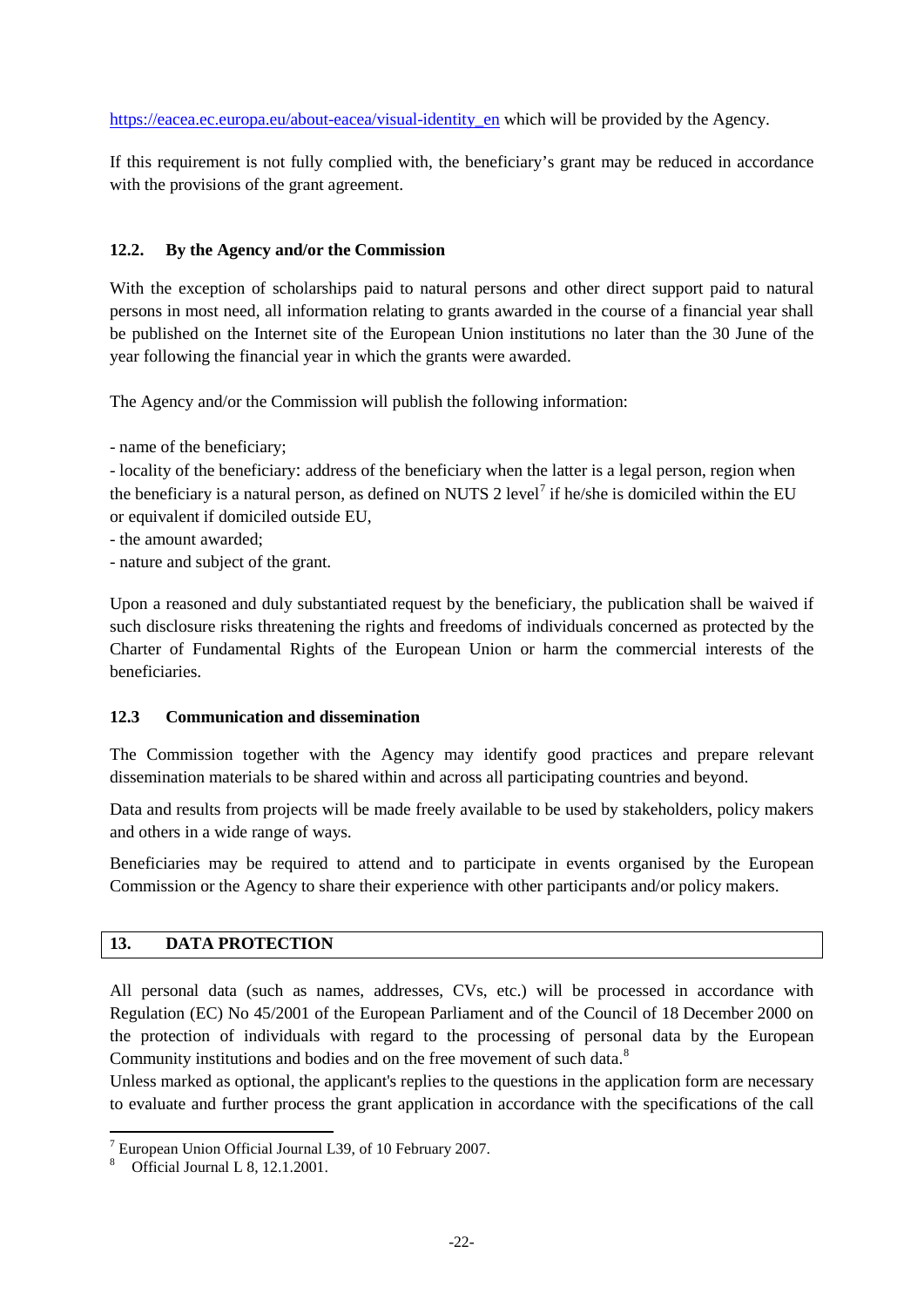https://eacea.ec.europa.eu/about-eacea/visual-identity_en which will be provided by the Agency.

If this requirement is not fully complied with, the beneficiary's grant may be reduced in accordance with the provisions of the grant agreement.

### 12.2. By the Agency and/or the Commission

With the exception of scholarships paid to natural persons and other direct support paid to natural persons in most need, all information relating to grants awarded in the course of a financial year shall be published on the Internet site of the European Union institutions no later than the 30 June of the year following the financial year in which the grants were awarded.

The Agency and/or the Commission will publish the following information:

- name of the beneficiary;
- locality of the beneficiary: address of the beneficiary when the latter is a legal person, region when the beneficiary is a natural person, as defined on NUTS 2 level[7] if he/she is domiciled within the EU or equivalent if domiciled outside EU,
- the amount awarded;
- nature and subject of the grant.

Upon a reasoned and duly substantiated request by the beneficiary, the publication shall be waived if such disclosure risks threatening the rights and freedoms of individuals concerned as protected by the Charter of Fundamental Rights of the European Union or harm the commercial interests of the beneficiaries.

### 12.3 Communication and dissemination

The Commission together with the Agency may identify good practices and prepare relevant dissemination materials to be shared within and across all participating countries and beyond.

Data and results from projects will be made freely available to be used by stakeholders, policy makers and others in a wide range of ways.

Beneficiaries may be required to attend and to participate in events organised by the European Commission or the Agency to share their experience with other participants and/or policy makers.

## 13. DATA PROTECTION

All personal data (such as names, addresses, CVs, etc.) will be processed in accordance with Regulation (EC) No 45/2001 of the European Parliament and of the Council of 18 December 2000 on the protection of individuals with regard to the processing of personal data by the European Community institutions and bodies and on the free movement of such data.[8]

Unless marked as optional, the applicant's replies to the questions in the application form are necessary to evaluate and further process the grant application in accordance with the specifications of the call

---

[7] European Union Official Journal L39, of 10 February 2007.

[8] Official Journal L 8, 12.1.2001.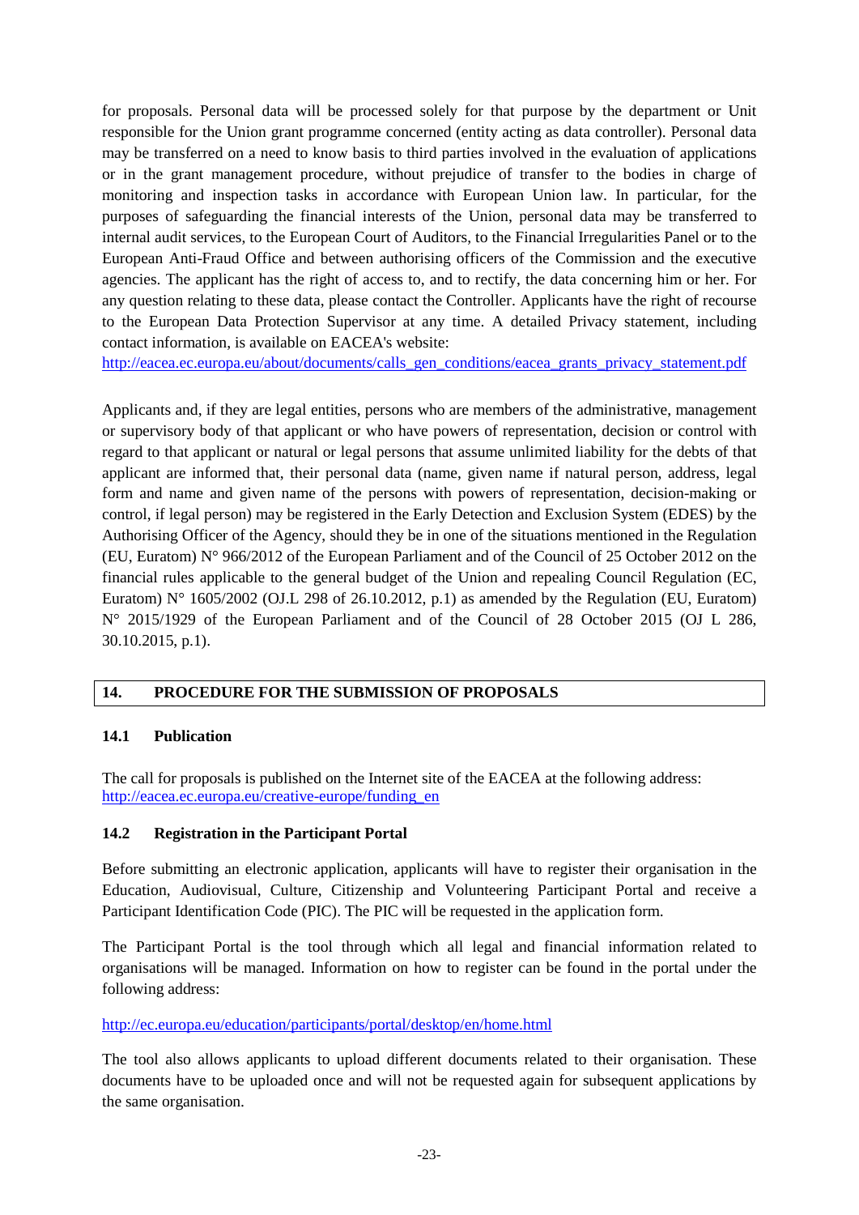for proposals. Personal data will be processed solely for that purpose by the department or Unit responsible for the Union grant programme concerned (entity acting as data controller). Personal data may be transferred on a need to know basis to third parties involved in the evaluation of applications or in the grant management procedure, without prejudice of transfer to the bodies in charge of monitoring and inspection tasks in accordance with European Union law. In particular, for the purposes of safeguarding the financial interests of the Union, personal data may be transferred to internal audit services, to the European Court of Auditors, to the Financial Irregularities Panel or to the European Anti-Fraud Office and between authorising officers of the Commission and the executive agencies. The applicant has the right of access to, and to rectify, the data concerning him or her. For any question relating to these data, please contact the Controller. Applicants have the right of recourse to the European Data Protection Supervisor at any time. A detailed Privacy statement, including contact information, is available on EACEA's website:
http://eacea.ec.europa.eu/about/documents/calls_gen_conditions/eacea_grants_privacy_statement.pdf

Applicants and, if they are legal entities, persons who are members of the administrative, management or supervisory body of that applicant or who have powers of representation, decision or control with regard to that applicant or natural or legal persons that assume unlimited liability for the debts of that applicant are informed that, their personal data (name, given name if natural person, address, legal form and name and given name of the persons with powers of representation, decision-making or control, if legal person) may be registered in the Early Detection and Exclusion System (EDES) by the Authorising Officer of the Agency, should they be in one of the situations mentioned in the Regulation (EU, Euratom) N° 966/2012 of the European Parliament and of the Council of 25 October 2012 on the financial rules applicable to the general budget of the Union and repealing Council Regulation (EC, Euratom) N° 1605/2002 (OJ.L 298 of 26.10.2012, p.1) as amended by the Regulation (EU, Euratom) N° 2015/1929 of the European Parliament and of the Council of 28 October 2015 (OJ L 286, 30.10.2015, p.1).

## 14. PROCEDURE FOR THE SUBMISSION OF PROPOSALS

### 14.1 Publication

The call for proposals is published on the Internet site of the EACEA at the following address:
http://eacea.ec.europa.eu/creative-europe/funding_en

### 14.2 Registration in the Participant Portal

Before submitting an electronic application, applicants will have to register their organisation in the Education, Audiovisual, Culture, Citizenship and Volunteering Participant Portal and receive a Participant Identification Code (PIC). The PIC will be requested in the application form.

The Participant Portal is the tool through which all legal and financial information related to organisations will be managed. Information on how to register can be found in the portal under the following address:

http://ec.europa.eu/education/participants/portal/desktop/en/home.html

The tool also allows applicants to upload different documents related to their organisation. These documents have to be uploaded once and will not be requested again for subsequent applications by the same organisation.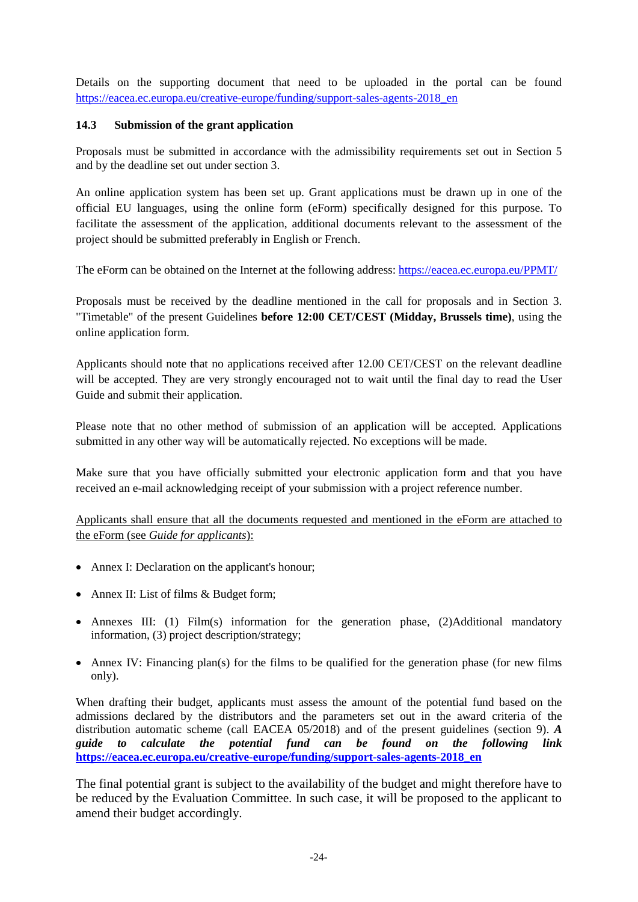Details on the supporting document that need to be uploaded in the portal can be found https://eacea.ec.europa.eu/creative-europe/funding/support-sales-agents-2018_en

### 14.3 Submission of the grant application

Proposals must be submitted in accordance with the admissibility requirements set out in Section 5 and by the deadline set out under section 3.

An online application system has been set up. Grant applications must be drawn up in one of the official EU languages, using the online form (eForm) specifically designed for this purpose. To facilitate the assessment of the application, additional documents relevant to the assessment of the project should be submitted preferably in English or French.

The eForm can be obtained on the Internet at the following address: https://eacea.ec.europa.eu/PPMT/

Proposals must be received by the deadline mentioned in the call for proposals and in Section 3. "Timetable" of the present Guidelines **before 12:00 CET/CEST (Midday, Brussels time)**, using the online application form.

Applicants should note that no applications received after 12.00 CET/CEST on the relevant deadline will be accepted. They are very strongly encouraged not to wait until the final day to read the User Guide and submit their application.

Please note that no other method of submission of an application will be accepted. Applications submitted in any other way will be automatically rejected. No exceptions will be made.

Make sure that you have officially submitted your electronic application form and that you have received an e-mail acknowledging receipt of your submission with a project reference number.

Applicants shall ensure that all the documents requested and mentioned in the eForm are attached to the eForm (see *Guide for applicants*):

- Annex I: Declaration on the applicant's honour;
- Annex II: List of films & Budget form;
- Annexes III: (1) Film(s) information for the generation phase, (2)Additional mandatory information, (3) project description/strategy;
- Annex IV: Financing plan(s) for the films to be qualified for the generation phase (for new films only).

When drafting their budget, applicants must assess the amount of the potential fund based on the admissions declared by the distributors and the parameters set out in the award criteria of the distribution automatic scheme (call EACEA 05/2018) and of the present guidelines (section 9). ***A guide to calculate the potential fund can be found on the following link* https://eacea.ec.europa.eu/creative-europe/funding/support-sales-agents-2018_en**

The final potential grant is subject to the availability of the budget and might therefore have to be reduced by the Evaluation Committee. In such case, it will be proposed to the applicant to amend their budget accordingly.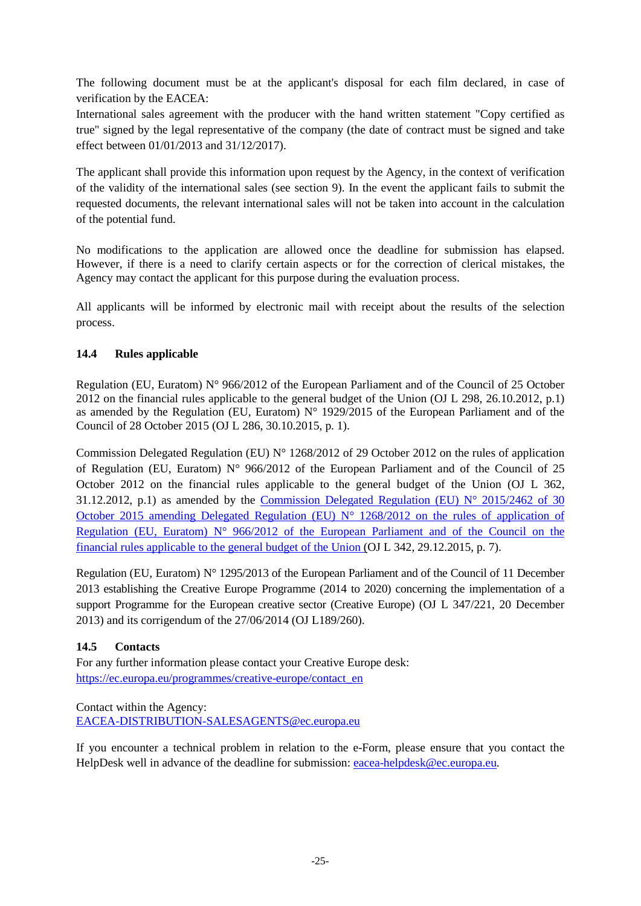The following document must be at the applicant's disposal for each film declared, in case of verification by the EACEA:
International sales agreement with the producer with the hand written statement "Copy certified as true" signed by the legal representative of the company (the date of contract must be signed and take effect between 01/01/2013 and 31/12/2017).

The applicant shall provide this information upon request by the Agency, in the context of verification of the validity of the international sales (see section 9). In the event the applicant fails to submit the requested documents, the relevant international sales will not be taken into account in the calculation of the potential fund.

No modifications to the application are allowed once the deadline for submission has elapsed. However, if there is a need to clarify certain aspects or for the correction of clerical mistakes, the Agency may contact the applicant for this purpose during the evaluation process.

All applicants will be informed by electronic mail with receipt about the results of the selection process.

### 14.4 Rules applicable

Regulation (EU, Euratom) N° 966/2012 of the European Parliament and of the Council of 25 October 2012 on the financial rules applicable to the general budget of the Union (OJ L 298, 26.10.2012, p.1) as amended by the Regulation (EU, Euratom) N° 1929/2015 of the European Parliament and of the Council of 28 October 2015 (OJ L 286, 30.10.2015, p. 1).

Commission Delegated Regulation (EU) N° 1268/2012 of 29 October 2012 on the rules of application of Regulation (EU, Euratom) N° 966/2012 of the European Parliament and of the Council of 25 October 2012 on the financial rules applicable to the general budget of the Union (OJ L 362, 31.12.2012, p.1) as amended by the Commission Delegated Regulation (EU) N° 2015/2462 of 30 October 2015 amending Delegated Regulation (EU) N° 1268/2012 on the rules of application of Regulation (EU, Euratom) N° 966/2012 of the European Parliament and of the Council on the financial rules applicable to the general budget of the Union (OJ L 342, 29.12.2015, p. 7).

Regulation (EU, Euratom) N° 1295/2013 of the European Parliament and of the Council of 11 December 2013 establishing the Creative Europe Programme (2014 to 2020) concerning the implementation of a support Programme for the European creative sector (Creative Europe) (OJ L 347/221, 20 December 2013) and its corrigendum of the 27/06/2014 (OJ L189/260).

### 14.5 Contacts

For any further information please contact your Creative Europe desk:
https://ec.europa.eu/programmes/creative-europe/contact_en

Contact within the Agency:
EACEA-DISTRIBUTION-SALESAGENTS@ec.europa.eu

If you encounter a technical problem in relation to the e-Form, please ensure that you contact the HelpDesk well in advance of the deadline for submission: eacea-helpdesk@ec.europa.eu.